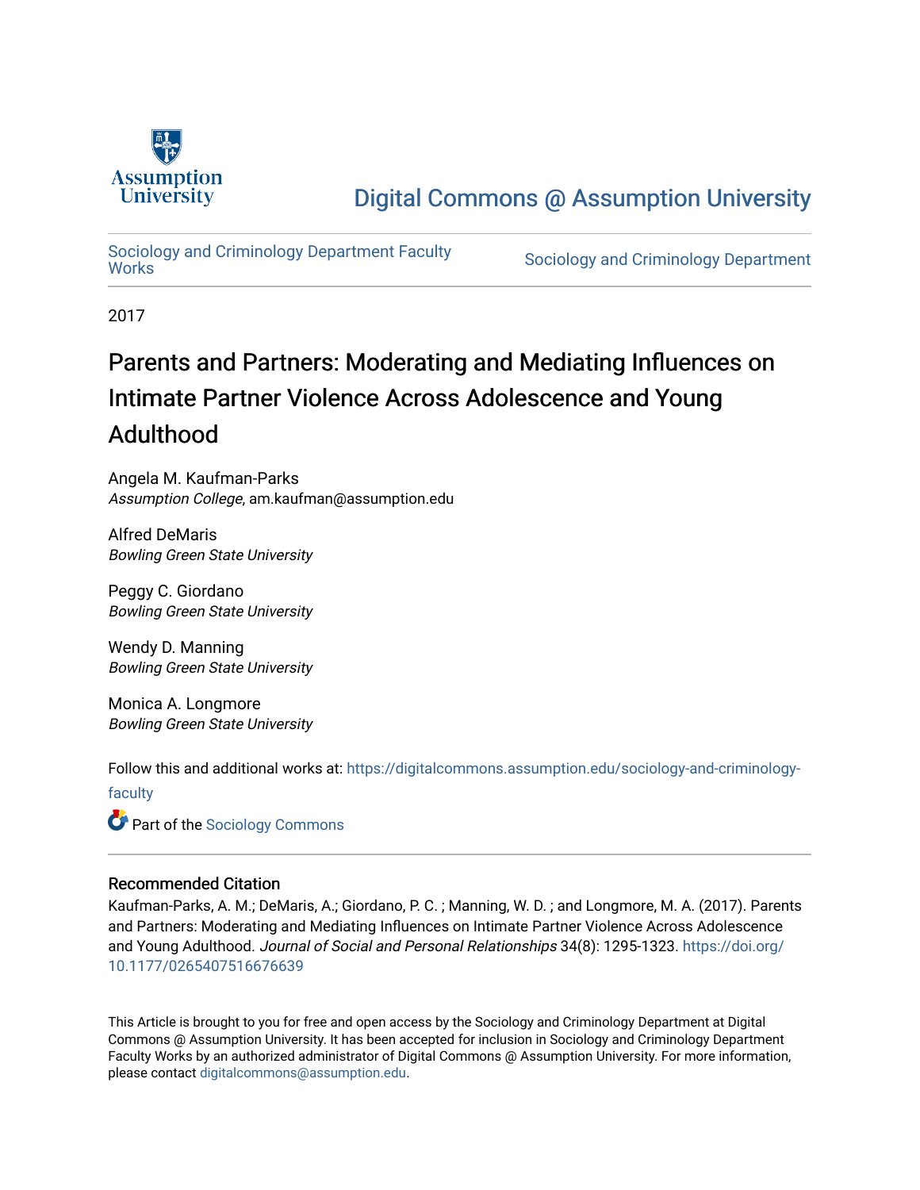Assumption University

Digital Commons @ Assumption University

Sociology and Criminology Department Faculty Works

Sociology and Criminology Department

2017

# Parents and Partners: Moderating and Mediating Influences on Intimate Partner Violence Across Adolescence and Young Adulthood

Angela M. Kaufman-Parks
*Assumption College*, am.kaufman@assumption.edu

Alfred DeMaris
*Bowling Green State University*

Peggy C. Giordano
*Bowling Green State University*

Wendy D. Manning
*Bowling Green State University*

Monica A. Longmore
*Bowling Green State University*

Follow this and additional works at: https://digitalcommons.assumption.edu/sociology-and-criminology-faculty

Part of the Sociology Commons

## Recommended Citation

Kaufman-Parks, A. M.; DeMaris, A.; Giordano, P. C. ; Manning, W. D. ; and Longmore, M. A. (2017). Parents and Partners: Moderating and Mediating Influences on Intimate Partner Violence Across Adolescence and Young Adulthood. *Journal of Social and Personal Relationships* 34(8): 1295-1323. https://doi.org/10.1177/0265407516676639

This Article is brought to you for free and open access by the Sociology and Criminology Department at Digital Commons @ Assumption University. It has been accepted for inclusion in Sociology and Criminology Department Faculty Works by an authorized administrator of Digital Commons @ Assumption University. For more information, please contact digitalcommons@assumption.edu.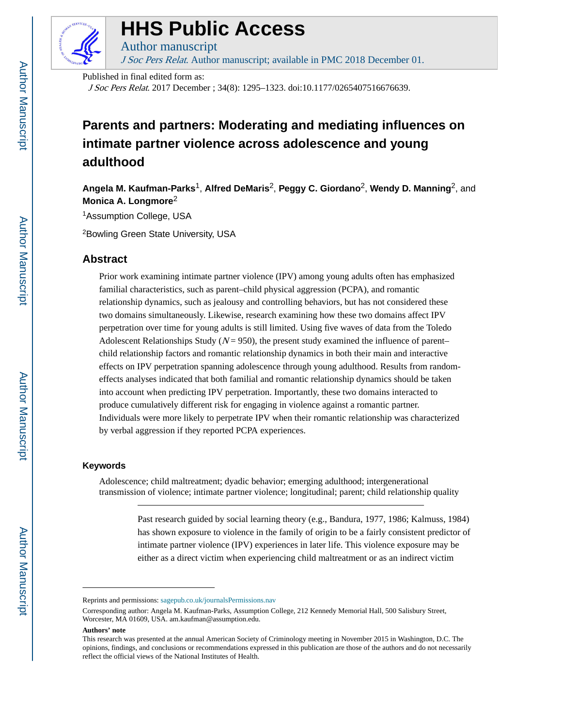# Parents and partners: Moderating and mediating influences on intimate partner violence across adolescence and young adulthood

**Angela M. Kaufman-Parks**[1], **Alfred DeMaris**[2], **Peggy C. Giordano**[2], **Wendy D. Manning**[2], and **Monica A. Longmore**[2]

[1]Assumption College, USA

[2]Bowling Green State University, USA

## Abstract

Prior work examining intimate partner violence (IPV) among young adults often has emphasized familial characteristics, such as parent–child physical aggression (PCPA), and romantic relationship dynamics, such as jealousy and controlling behaviors, but has not considered these two domains simultaneously. Likewise, research examining how these two domains affect IPV perpetration over time for young adults is still limited. Using five waves of data from the Toledo Adolescent Relationships Study ($N = 950$), the present study examined the influence of parent–child relationship factors and romantic relationship dynamics in both their main and interactive effects on IPV perpetration spanning adolescence through young adulthood. Results from random-effects analyses indicated that both familial and romantic relationship dynamics should be taken into account when predicting IPV perpetration. Importantly, these two domains interacted to produce cumulatively different risk for engaging in violence against a romantic partner. Individuals were more likely to perpetrate IPV when their romantic relationship was characterized by verbal aggression if they reported PCPA experiences.

### Keywords

Adolescence; child maltreatment; dyadic behavior; emerging adulthood; intergenerational transmission of violence; intimate partner violence; longitudinal; parent; child relationship quality

---

Past research guided by social learning theory (e.g., Bandura, 1977, 1986; Kalmuss, 1984) has shown exposure to violence in the family of origin to be a fairly consistent predictor of intimate partner violence (IPV) experiences in later life. This violence exposure may be either as a direct victim when experiencing child maltreatment or as an indirect victim

---

Reprints and permissions: sagepub.co.uk/journalsPermissions.nav

Corresponding author: Angela M. Kaufman-Parks, Assumption College, 212 Kennedy Memorial Hall, 500 Salisbury Street, Worcester, MA 01609, USA. am.kaufman@assumption.edu.

**Authors' note**

This research was presented at the annual American Society of Criminology meeting in November 2015 in Washington, D.C. The opinions, findings, and conclusions or recommendations expressed in this publication are those of the authors and do not necessarily reflect the official views of the National Institutes of Health.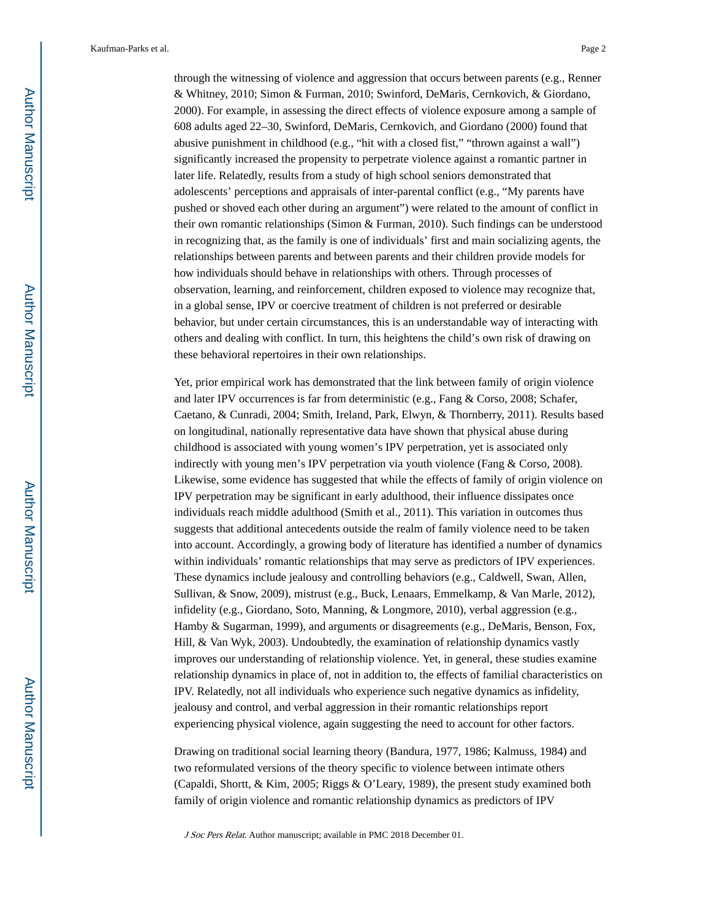through the witnessing of violence and aggression that occurs between parents (e.g., Renner & Whitney, 2010; Simon & Furman, 2010; Swinford, DeMaris, Cernkovich, & Giordano, 2000). For example, in assessing the direct effects of violence exposure among a sample of 608 adults aged 22–30, Swinford, DeMaris, Cernkovich, and Giordano (2000) found that abusive punishment in childhood (e.g., "hit with a closed fist," "thrown against a wall") significantly increased the propensity to perpetrate violence against a romantic partner in later life. Relatedly, results from a study of high school seniors demonstrated that adolescents' perceptions and appraisals of inter-parental conflict (e.g., "My parents have pushed or shoved each other during an argument") were related to the amount of conflict in their own romantic relationships (Simon & Furman, 2010). Such findings can be understood in recognizing that, as the family is one of individuals' first and main socializing agents, the relationships between parents and between parents and their children provide models for how individuals should behave in relationships with others. Through processes of observation, learning, and reinforcement, children exposed to violence may recognize that, in a global sense, IPV or coercive treatment of children is not preferred or desirable behavior, but under certain circumstances, this is an understandable way of interacting with others and dealing with conflict. In turn, this heightens the child's own risk of drawing on these behavioral repertoires in their own relationships.

Yet, prior empirical work has demonstrated that the link between family of origin violence and later IPV occurrences is far from deterministic (e.g., Fang & Corso, 2008; Schafer, Caetano, & Cunradi, 2004; Smith, Ireland, Park, Elwyn, & Thornberry, 2011). Results based on longitudinal, nationally representative data have shown that physical abuse during childhood is associated with young women's IPV perpetration, yet is associated only indirectly with young men's IPV perpetration via youth violence (Fang & Corso, 2008). Likewise, some evidence has suggested that while the effects of family of origin violence on IPV perpetration may be significant in early adulthood, their influence dissipates once individuals reach middle adulthood (Smith et al., 2011). This variation in outcomes thus suggests that additional antecedents outside the realm of family violence need to be taken into account. Accordingly, a growing body of literature has identified a number of dynamics within individuals' romantic relationships that may serve as predictors of IPV experiences. These dynamics include jealousy and controlling behaviors (e.g., Caldwell, Swan, Allen, Sullivan, & Snow, 2009), mistrust (e.g., Buck, Lenaars, Emmelkamp, & Van Marle, 2012), infidelity (e.g., Giordano, Soto, Manning, & Longmore, 2010), verbal aggression (e.g., Hamby & Sugarman, 1999), and arguments or disagreements (e.g., DeMaris, Benson, Fox, Hill, & Van Wyk, 2003). Undoubtedly, the examination of relationship dynamics vastly improves our understanding of relationship violence. Yet, in general, these studies examine relationship dynamics in place of, not in addition to, the effects of familial characteristics on IPV. Relatedly, not all individuals who experience such negative dynamics as infidelity, jealousy and control, and verbal aggression in their romantic relationships report experiencing physical violence, again suggesting the need to account for other factors.

Drawing on traditional social learning theory (Bandura, 1977, 1986; Kalmuss, 1984) and two reformulated versions of the theory specific to violence between intimate others (Capaldi, Shortt, & Kim, 2005; Riggs & O'Leary, 1989), the present study examined both family of origin violence and romantic relationship dynamics as predictors of IPV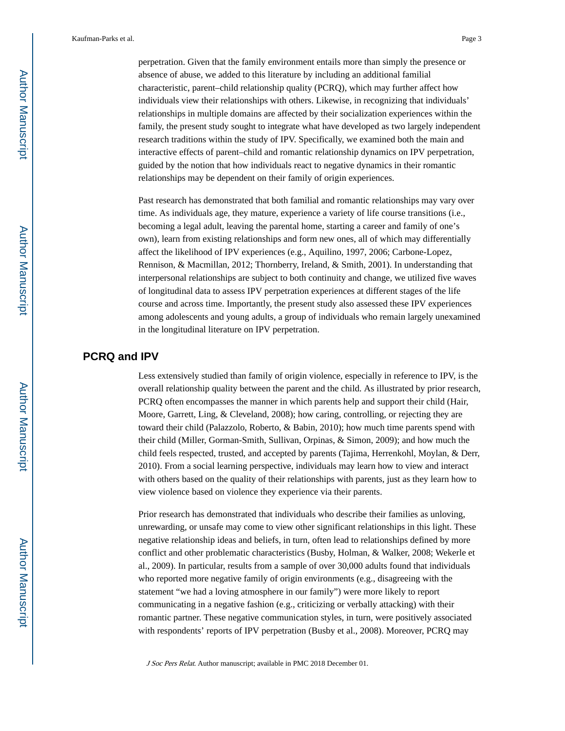perpetration. Given that the family environment entails more than simply the presence or absence of abuse, we added to this literature by including an additional familial characteristic, parent–child relationship quality (PCRQ), which may further affect how individuals view their relationships with others. Likewise, in recognizing that individuals' relationships in multiple domains are affected by their socialization experiences within the family, the present study sought to integrate what have developed as two largely independent research traditions within the study of IPV. Specifically, we examined both the main and interactive effects of parent–child and romantic relationship dynamics on IPV perpetration, guided by the notion that how individuals react to negative dynamics in their romantic relationships may be dependent on their family of origin experiences.

Past research has demonstrated that both familial and romantic relationships may vary over time. As individuals age, they mature, experience a variety of life course transitions (i.e., becoming a legal adult, leaving the parental home, starting a career and family of one's own), learn from existing relationships and form new ones, all of which may differentially affect the likelihood of IPV experiences (e.g., Aquilino, 1997, 2006; Carbone-Lopez, Rennison, & Macmillan, 2012; Thornberry, Ireland, & Smith, 2001). In understanding that interpersonal relationships are subject to both continuity and change, we utilized five waves of longitudinal data to assess IPV perpetration experiences at different stages of the life course and across time. Importantly, the present study also assessed these IPV experiences among adolescents and young adults, a group of individuals who remain largely unexamined in the longitudinal literature on IPV perpetration.

## PCRQ and IPV

Less extensively studied than family of origin violence, especially in reference to IPV, is the overall relationship quality between the parent and the child. As illustrated by prior research, PCRQ often encompasses the manner in which parents help and support their child (Hair, Moore, Garrett, Ling, & Cleveland, 2008); how caring, controlling, or rejecting they are toward their child (Palazzolo, Roberto, & Babin, 2010); how much time parents spend with their child (Miller, Gorman-Smith, Sullivan, Orpinas, & Simon, 2009); and how much the child feels respected, trusted, and accepted by parents (Tajima, Herrenkohl, Moylan, & Derr, 2010). From a social learning perspective, individuals may learn how to view and interact with others based on the quality of their relationships with parents, just as they learn how to view violence based on violence they experience via their parents.

Prior research has demonstrated that individuals who describe their families as unloving, unrewarding, or unsafe may come to view other significant relationships in this light. These negative relationship ideas and beliefs, in turn, often lead to relationships defined by more conflict and other problematic characteristics (Busby, Holman, & Walker, 2008; Wekerle et al., 2009). In particular, results from a sample of over 30,000 adults found that individuals who reported more negative family of origin environments (e.g., disagreeing with the statement "we had a loving atmosphere in our family") were more likely to report communicating in a negative fashion (e.g., criticizing or verbally attacking) with their romantic partner. These negative communication styles, in turn, were positively associated with respondents' reports of IPV perpetration (Busby et al., 2008). Moreover, PCRQ may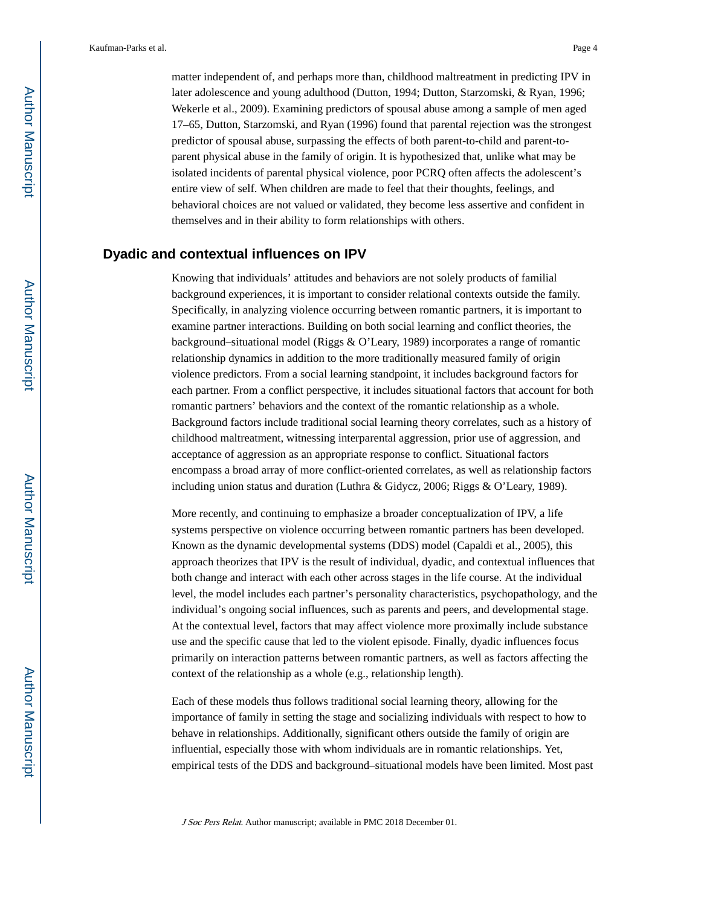matter independent of, and perhaps more than, childhood maltreatment in predicting IPV in later adolescence and young adulthood (Dutton, 1994; Dutton, Starzomski, & Ryan, 1996; Wekerle et al., 2009). Examining predictors of spousal abuse among a sample of men aged 17–65, Dutton, Starzomski, and Ryan (1996) found that parental rejection was the strongest predictor of spousal abuse, surpassing the effects of both parent-to-child and parent-to-parent physical abuse in the family of origin. It is hypothesized that, unlike what may be isolated incidents of parental physical violence, poor PCRQ often affects the adolescent's entire view of self. When children are made to feel that their thoughts, feelings, and behavioral choices are not valued or validated, they become less assertive and confident in themselves and in their ability to form relationships with others.

## Dyadic and contextual influences on IPV

Knowing that individuals' attitudes and behaviors are not solely products of familial background experiences, it is important to consider relational contexts outside the family. Specifically, in analyzing violence occurring between romantic partners, it is important to examine partner interactions. Building on both social learning and conflict theories, the background–situational model (Riggs & O'Leary, 1989) incorporates a range of romantic relationship dynamics in addition to the more traditionally measured family of origin violence predictors. From a social learning standpoint, it includes background factors for each partner. From a conflict perspective, it includes situational factors that account for both romantic partners' behaviors and the context of the romantic relationship as a whole. Background factors include traditional social learning theory correlates, such as a history of childhood maltreatment, witnessing interparental aggression, prior use of aggression, and acceptance of aggression as an appropriate response to conflict. Situational factors encompass a broad array of more conflict-oriented correlates, as well as relationship factors including union status and duration (Luthra & Gidycz, 2006; Riggs & O'Leary, 1989).

More recently, and continuing to emphasize a broader conceptualization of IPV, a life systems perspective on violence occurring between romantic partners has been developed. Known as the dynamic developmental systems (DDS) model (Capaldi et al., 2005), this approach theorizes that IPV is the result of individual, dyadic, and contextual influences that both change and interact with each other across stages in the life course. At the individual level, the model includes each partner's personality characteristics, psychopathology, and the individual's ongoing social influences, such as parents and peers, and developmental stage. At the contextual level, factors that may affect violence more proximally include substance use and the specific cause that led to the violent episode. Finally, dyadic influences focus primarily on interaction patterns between romantic partners, as well as factors affecting the context of the relationship as a whole (e.g., relationship length).

Each of these models thus follows traditional social learning theory, allowing for the importance of family in setting the stage and socializing individuals with respect to how to behave in relationships. Additionally, significant others outside the family of origin are influential, especially those with whom individuals are in romantic relationships. Yet, empirical tests of the DDS and background–situational models have been limited. Most past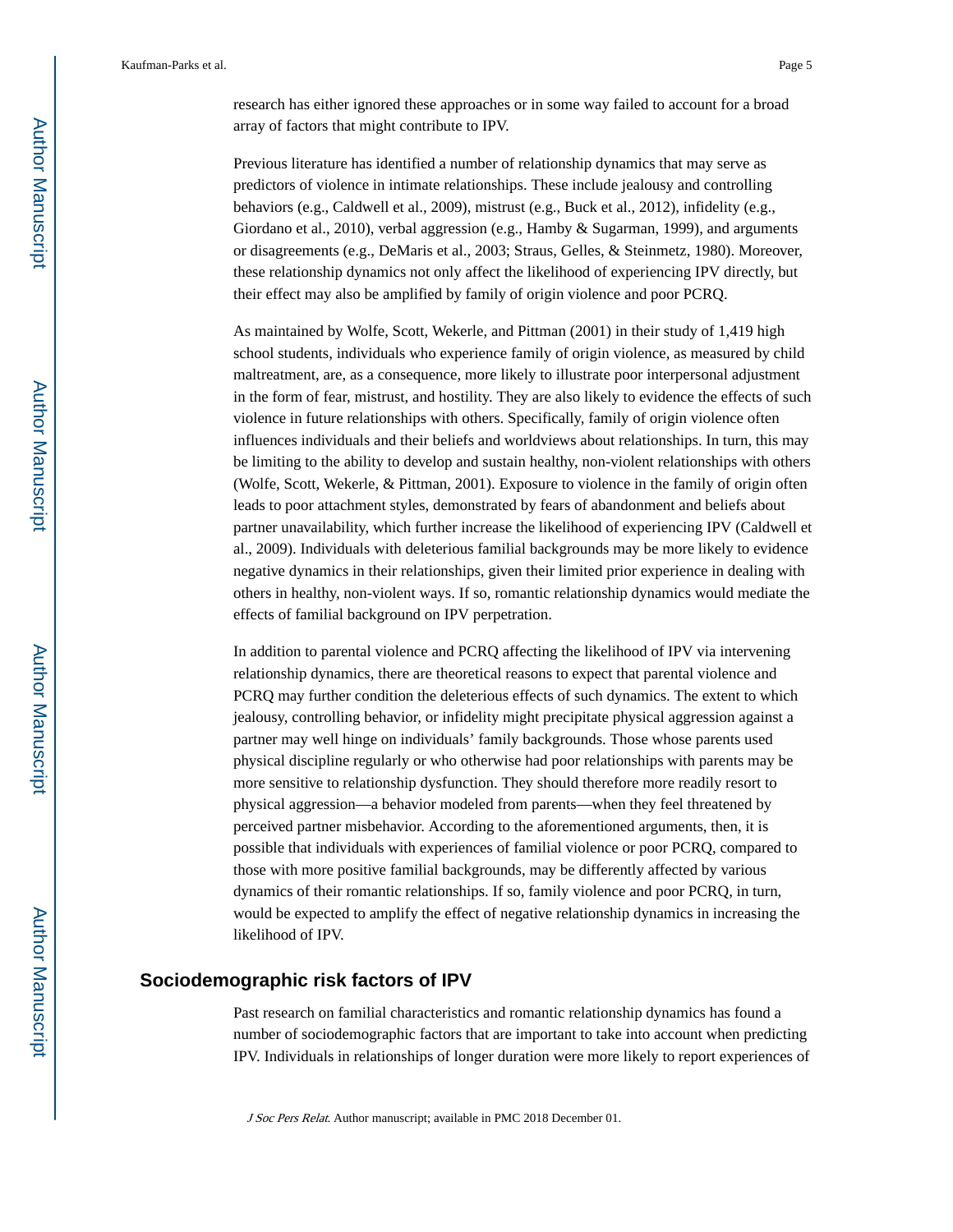research has either ignored these approaches or in some way failed to account for a broad array of factors that might contribute to IPV.

Previous literature has identified a number of relationship dynamics that may serve as predictors of violence in intimate relationships. These include jealousy and controlling behaviors (e.g., Caldwell et al., 2009), mistrust (e.g., Buck et al., 2012), infidelity (e.g., Giordano et al., 2010), verbal aggression (e.g., Hamby & Sugarman, 1999), and arguments or disagreements (e.g., DeMaris et al., 2003; Straus, Gelles, & Steinmetz, 1980). Moreover, these relationship dynamics not only affect the likelihood of experiencing IPV directly, but their effect may also be amplified by family of origin violence and poor PCRQ.

As maintained by Wolfe, Scott, Wekerle, and Pittman (2001) in their study of 1,419 high school students, individuals who experience family of origin violence, as measured by child maltreatment, are, as a consequence, more likely to illustrate poor interpersonal adjustment in the form of fear, mistrust, and hostility. They are also likely to evidence the effects of such violence in future relationships with others. Specifically, family of origin violence often influences individuals and their beliefs and worldviews about relationships. In turn, this may be limiting to the ability to develop and sustain healthy, non-violent relationships with others (Wolfe, Scott, Wekerle, & Pittman, 2001). Exposure to violence in the family of origin often leads to poor attachment styles, demonstrated by fears of abandonment and beliefs about partner unavailability, which further increase the likelihood of experiencing IPV (Caldwell et al., 2009). Individuals with deleterious familial backgrounds may be more likely to evidence negative dynamics in their relationships, given their limited prior experience in dealing with others in healthy, non-violent ways. If so, romantic relationship dynamics would mediate the effects of familial background on IPV perpetration.

In addition to parental violence and PCRQ affecting the likelihood of IPV via intervening relationship dynamics, there are theoretical reasons to expect that parental violence and PCRQ may further condition the deleterious effects of such dynamics. The extent to which jealousy, controlling behavior, or infidelity might precipitate physical aggression against a partner may well hinge on individuals' family backgrounds. Those whose parents used physical discipline regularly or who otherwise had poor relationships with parents may be more sensitive to relationship dysfunction. They should therefore more readily resort to physical aggression—a behavior modeled from parents—when they feel threatened by perceived partner misbehavior. According to the aforementioned arguments, then, it is possible that individuals with experiences of familial violence or poor PCRQ, compared to those with more positive familial backgrounds, may be differently affected by various dynamics of their romantic relationships. If so, family violence and poor PCRQ, in turn, would be expected to amplify the effect of negative relationship dynamics in increasing the likelihood of IPV.

## Sociodemographic risk factors of IPV

Past research on familial characteristics and romantic relationship dynamics has found a number of sociodemographic factors that are important to take into account when predicting IPV. Individuals in relationships of longer duration were more likely to report experiences of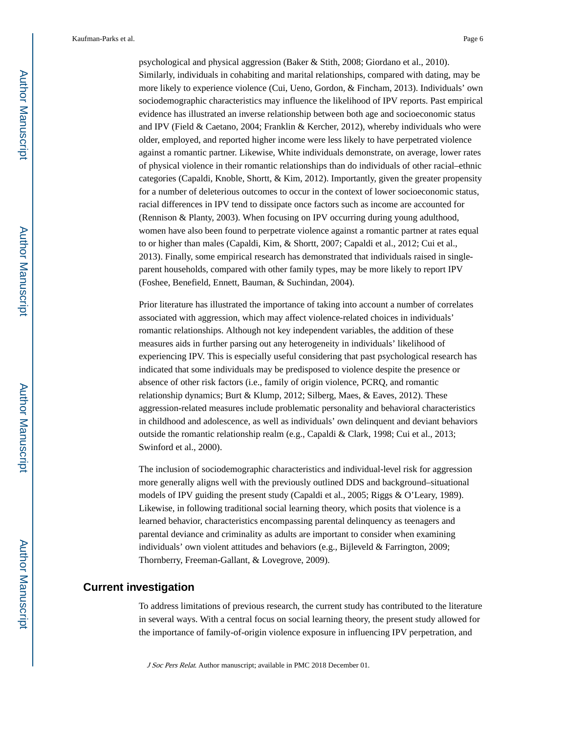psychological and physical aggression (Baker & Stith, 2008; Giordano et al., 2010). Similarly, individuals in cohabiting and marital relationships, compared with dating, may be more likely to experience violence (Cui, Ueno, Gordon, & Fincham, 2013). Individuals' own sociodemographic characteristics may influence the likelihood of IPV reports. Past empirical evidence has illustrated an inverse relationship between both age and socioeconomic status and IPV (Field & Caetano, 2004; Franklin & Kercher, 2012), whereby individuals who were older, employed, and reported higher income were less likely to have perpetrated violence against a romantic partner. Likewise, White individuals demonstrate, on average, lower rates of physical violence in their romantic relationships than do individuals of other racial–ethnic categories (Capaldi, Knoble, Shortt, & Kim, 2012). Importantly, given the greater propensity for a number of deleterious outcomes to occur in the context of lower socioeconomic status, racial differences in IPV tend to dissipate once factors such as income are accounted for (Rennison & Planty, 2003). When focusing on IPV occurring during young adulthood, women have also been found to perpetrate violence against a romantic partner at rates equal to or higher than males (Capaldi, Kim, & Shortt, 2007; Capaldi et al., 2012; Cui et al., 2013). Finally, some empirical research has demonstrated that individuals raised in single-parent households, compared with other family types, may be more likely to report IPV (Foshee, Benefield, Ennett, Bauman, & Suchindan, 2004).

Prior literature has illustrated the importance of taking into account a number of correlates associated with aggression, which may affect violence-related choices in individuals' romantic relationships. Although not key independent variables, the addition of these measures aids in further parsing out any heterogeneity in individuals' likelihood of experiencing IPV. This is especially useful considering that past psychological research has indicated that some individuals may be predisposed to violence despite the presence or absence of other risk factors (i.e., family of origin violence, PCRQ, and romantic relationship dynamics; Burt & Klump, 2012; Silberg, Maes, & Eaves, 2012). These aggression-related measures include problematic personality and behavioral characteristics in childhood and adolescence, as well as individuals' own delinquent and deviant behaviors outside the romantic relationship realm (e.g., Capaldi & Clark, 1998; Cui et al., 2013; Swinford et al., 2000).

The inclusion of sociodemographic characteristics and individual-level risk for aggression more generally aligns well with the previously outlined DDS and background–situational models of IPV guiding the present study (Capaldi et al., 2005; Riggs & O'Leary, 1989). Likewise, in following traditional social learning theory, which posits that violence is a learned behavior, characteristics encompassing parental delinquency as teenagers and parental deviance and criminality as adults are important to consider when examining individuals' own violent attitudes and behaviors (e.g., Bijleveld & Farrington, 2009; Thornberry, Freeman-Gallant, & Lovegrove, 2009).

## Current investigation

To address limitations of previous research, the current study has contributed to the literature in several ways. With a central focus on social learning theory, the present study allowed for the importance of family-of-origin violence exposure in influencing IPV perpetration, and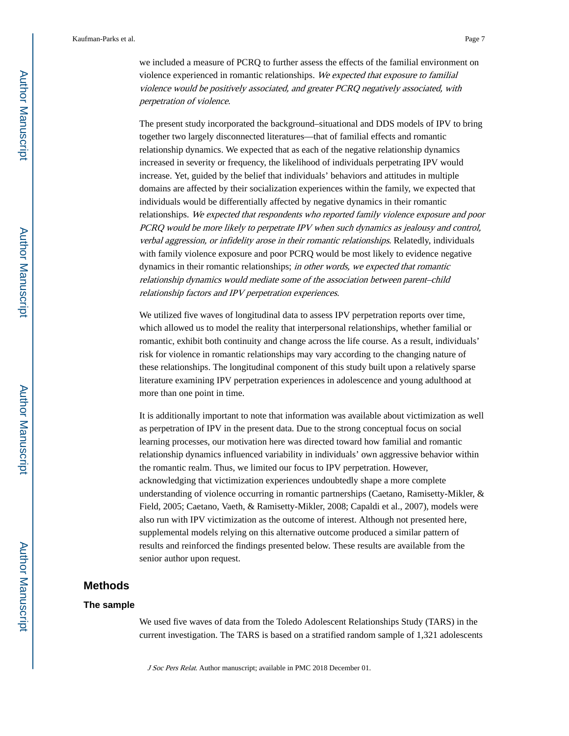we included a measure of PCRQ to further assess the effects of the familial environment on violence experienced in romantic relationships. *We expected that exposure to familial violence would be positively associated, and greater PCRQ negatively associated, with perpetration of violence*.

The present study incorporated the background–situational and DDS models of IPV to bring together two largely disconnected literatures—that of familial effects and romantic relationship dynamics. We expected that as each of the negative relationship dynamics increased in severity or frequency, the likelihood of individuals perpetrating IPV would increase. Yet, guided by the belief that individuals' behaviors and attitudes in multiple domains are affected by their socialization experiences within the family, we expected that individuals would be differentially affected by negative dynamics in their romantic relationships. *We expected that respondents who reported family violence exposure and poor PCRQ would be more likely to perpetrate IPV when such dynamics as jealousy and control, verbal aggression, or infidelity arose in their romantic relationships*. Relatedly, individuals with family violence exposure and poor PCRQ would be most likely to evidence negative dynamics in their romantic relationships; *in other words, we expected that romantic relationship dynamics would mediate some of the association between parent–child relationship factors and IPV perpetration experiences*.

We utilized five waves of longitudinal data to assess IPV perpetration reports over time, which allowed us to model the reality that interpersonal relationships, whether familial or romantic, exhibit both continuity and change across the life course. As a result, individuals' risk for violence in romantic relationships may vary according to the changing nature of these relationships. The longitudinal component of this study built upon a relatively sparse literature examining IPV perpetration experiences in adolescence and young adulthood at more than one point in time.

It is additionally important to note that information was available about victimization as well as perpetration of IPV in the present data. Due to the strong conceptual focus on social learning processes, our motivation here was directed toward how familial and romantic relationship dynamics influenced variability in individuals' own aggressive behavior within the romantic realm. Thus, we limited our focus to IPV perpetration. However, acknowledging that victimization experiences undoubtedly shape a more complete understanding of violence occurring in romantic partnerships (Caetano, Ramisetty-Mikler, & Field, 2005; Caetano, Vaeth, & Ramisetty-Mikler, 2008; Capaldi et al., 2007), models were also run with IPV victimization as the outcome of interest. Although not presented here, supplemental models relying on this alternative outcome produced a similar pattern of results and reinforced the findings presented below. These results are available from the senior author upon request.

## Methods

### The sample

We used five waves of data from the Toledo Adolescent Relationships Study (TARS) in the current investigation. The TARS is based on a stratified random sample of 1,321 adolescents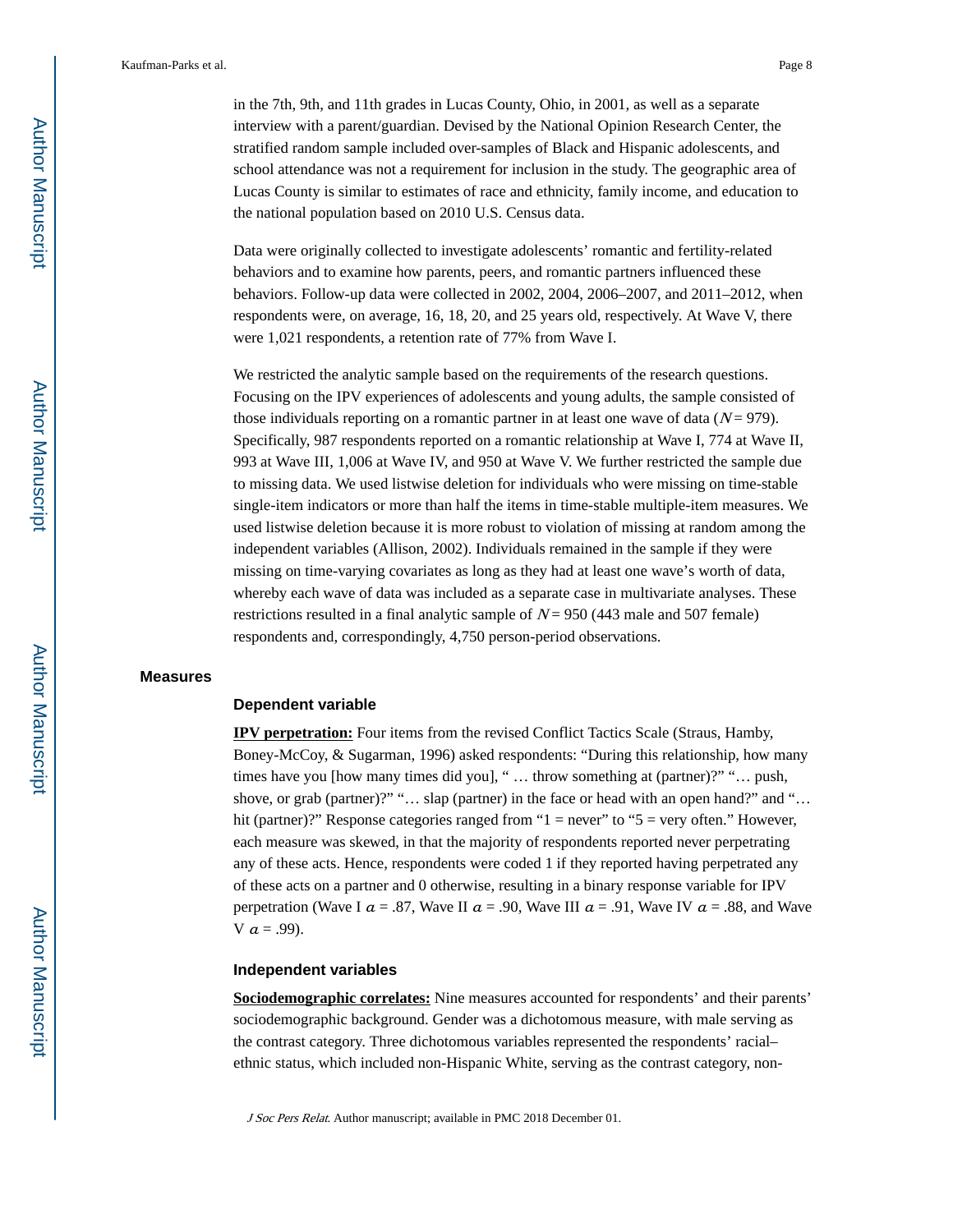in the 7th, 9th, and 11th grades in Lucas County, Ohio, in 2001, as well as a separate interview with a parent/guardian. Devised by the National Opinion Research Center, the stratified random sample included over-samples of Black and Hispanic adolescents, and school attendance was not a requirement for inclusion in the study. The geographic area of Lucas County is similar to estimates of race and ethnicity, family income, and education to the national population based on 2010 U.S. Census data.

Data were originally collected to investigate adolescents' romantic and fertility-related behaviors and to examine how parents, peers, and romantic partners influenced these behaviors. Follow-up data were collected in 2002, 2004, 2006–2007, and 2011–2012, when respondents were, on average, 16, 18, 20, and 25 years old, respectively. At Wave V, there were 1,021 respondents, a retention rate of 77% from Wave I.

We restricted the analytic sample based on the requirements of the research questions. Focusing on the IPV experiences of adolescents and young adults, the sample consisted of those individuals reporting on a romantic partner in at least one wave of data ($N = 979$). Specifically, 987 respondents reported on a romantic relationship at Wave I, 774 at Wave II, 993 at Wave III, 1,006 at Wave IV, and 950 at Wave V. We further restricted the sample due to missing data. We used listwise deletion for individuals who were missing on time-stable single-item indicators or more than half the items in time-stable multiple-item measures. We used listwise deletion because it is more robust to violation of missing at random among the independent variables (Allison, 2002). Individuals remained in the sample if they were missing on time-varying covariates as long as they had at least one wave's worth of data, whereby each wave of data was included as a separate case in multivariate analyses. These restrictions resulted in a final analytic sample of $N = 950$ (443 male and 507 female) respondents and, correspondingly, 4,750 person-period observations.

## Measures

### Dependent variable

**IPV perpetration:** Four items from the revised Conflict Tactics Scale (Straus, Hamby, Boney-McCoy, & Sugarman, 1996) asked respondents: "During this relationship, how many times have you [how many times did you], " … throw something at (partner)?" "… push, shove, or grab (partner)?" "… slap (partner) in the face or head with an open hand?" and "… hit (partner)?" Response categories ranged from "1 = never" to "5 = very often." However, each measure was skewed, in that the majority of respondents reported never perpetrating any of these acts. Hence, respondents were coded 1 if they reported having perpetrated any of these acts on a partner and 0 otherwise, resulting in a binary response variable for IPV perpetration (Wave I $\alpha = .87$, Wave II $\alpha = .90$, Wave III $\alpha = .91$, Wave IV $\alpha = .88$, and Wave V $\alpha = .99$).

### Independent variables

**Sociodemographic correlates:** Nine measures accounted for respondents' and their parents' sociodemographic background. Gender was a dichotomous measure, with male serving as the contrast category. Three dichotomous variables represented the respondents' racial–ethnic status, which included non-Hispanic White, serving as the contrast category, non-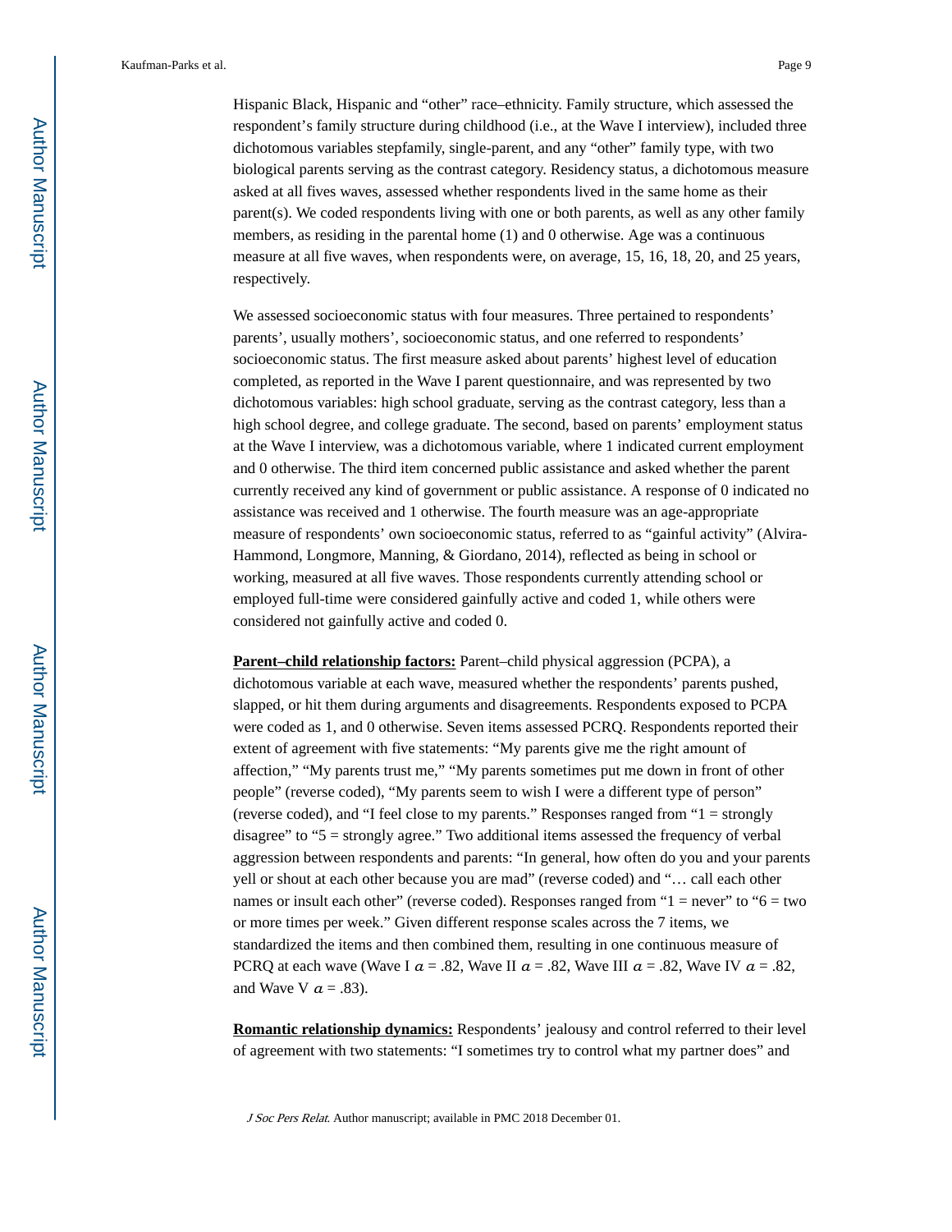Hispanic Black, Hispanic and "other" race–ethnicity. Family structure, which assessed the respondent's family structure during childhood (i.e., at the Wave I interview), included three dichotomous variables stepfamily, single-parent, and any "other" family type, with two biological parents serving as the contrast category. Residency status, a dichotomous measure asked at all fives waves, assessed whether respondents lived in the same home as their parent(s). We coded respondents living with one or both parents, as well as any other family members, as residing in the parental home (1) and 0 otherwise. Age was a continuous measure at all five waves, when respondents were, on average, 15, 16, 18, 20, and 25 years, respectively.

We assessed socioeconomic status with four measures. Three pertained to respondents' parents', usually mothers', socioeconomic status, and one referred to respondents' socioeconomic status. The first measure asked about parents' highest level of education completed, as reported in the Wave I parent questionnaire, and was represented by two dichotomous variables: high school graduate, serving as the contrast category, less than a high school degree, and college graduate. The second, based on parents' employment status at the Wave I interview, was a dichotomous variable, where 1 indicated current employment and 0 otherwise. The third item concerned public assistance and asked whether the parent currently received any kind of government or public assistance. A response of 0 indicated no assistance was received and 1 otherwise. The fourth measure was an age-appropriate measure of respondents' own socioeconomic status, referred to as "gainful activity" (Alvira-Hammond, Longmore, Manning, & Giordano, 2014), reflected as being in school or working, measured at all five waves. Those respondents currently attending school or employed full-time were considered gainfully active and coded 1, while others were considered not gainfully active and coded 0.

**Parent–child relationship factors:** Parent–child physical aggression (PCPA), a dichotomous variable at each wave, measured whether the respondents' parents pushed, slapped, or hit them during arguments and disagreements. Respondents exposed to PCPA were coded as 1, and 0 otherwise. Seven items assessed PCRQ. Respondents reported their extent of agreement with five statements: "My parents give me the right amount of affection," "My parents trust me," "My parents sometimes put me down in front of other people" (reverse coded), "My parents seem to wish I were a different type of person" (reverse coded), and "I feel close to my parents." Responses ranged from "1 = strongly disagree" to "5 = strongly agree." Two additional items assessed the frequency of verbal aggression between respondents and parents: "In general, how often do you and your parents yell or shout at each other because you are mad" (reverse coded) and "… call each other names or insult each other" (reverse coded). Responses ranged from "1 = never" to "6 = two or more times per week." Given different response scales across the 7 items, we standardized the items and then combined them, resulting in one continuous measure of PCRQ at each wave (Wave I $\alpha$ = .82, Wave II $\alpha$ = .82, Wave III $\alpha$ = .82, Wave IV $\alpha$ = .82, and Wave V $\alpha$ = .83).

**Romantic relationship dynamics:** Respondents' jealousy and control referred to their level of agreement with two statements: "I sometimes try to control what my partner does" and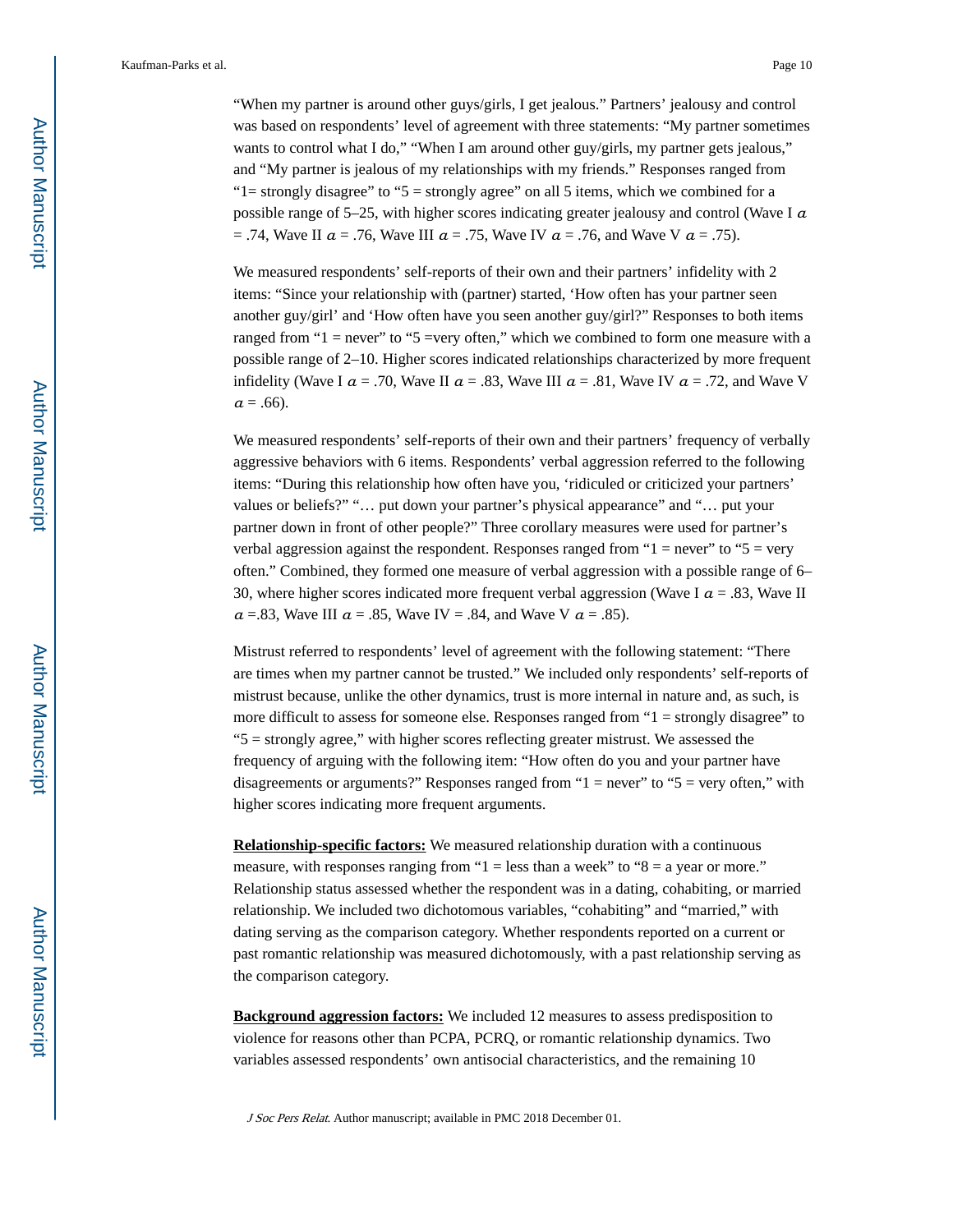"When my partner is around other guys/girls, I get jealous." Partners' jealousy and control was based on respondents' level of agreement with three statements: "My partner sometimes wants to control what I do," "When I am around other guy/girls, my partner gets jealous," and "My partner is jealous of my relationships with my friends." Responses ranged from "1= strongly disagree" to "5 = strongly agree" on all 5 items, which we combined for a possible range of 5–25, with higher scores indicating greater jealousy and control (Wave I $\alpha$ = .74, Wave II $\alpha$ = .76, Wave III $\alpha$ = .75, Wave IV $\alpha$ = .76, and Wave V $\alpha$ = .75).

We measured respondents' self-reports of their own and their partners' infidelity with 2 items: "Since your relationship with (partner) started, 'How often has your partner seen another guy/girl' and 'How often have you seen another guy/girl?" Responses to both items ranged from "1 = never" to "5 =very often," which we combined to form one measure with a possible range of 2–10. Higher scores indicated relationships characterized by more frequent infidelity (Wave I $\alpha$ = .70, Wave II $\alpha$ = .83, Wave III $\alpha$ = .81, Wave IV $\alpha$ = .72, and Wave V $\alpha$ = .66).

We measured respondents' self-reports of their own and their partners' frequency of verbally aggressive behaviors with 6 items. Respondents' verbal aggression referred to the following items: "During this relationship how often have you, 'ridiculed or criticized your partners' values or beliefs?" "… put down your partner's physical appearance" and "… put your partner down in front of other people?" Three corollary measures were used for partner's verbal aggression against the respondent. Responses ranged from "1 = never" to "5 = very often." Combined, they formed one measure of verbal aggression with a possible range of 6–30, where higher scores indicated more frequent verbal aggression (Wave I $\alpha$ = .83, Wave II $\alpha$ =.83, Wave III $\alpha$ = .85, Wave IV = .84, and Wave V $\alpha$ = .85).

Mistrust referred to respondents' level of agreement with the following statement: "There are times when my partner cannot be trusted." We included only respondents' self-reports of mistrust because, unlike the other dynamics, trust is more internal in nature and, as such, is more difficult to assess for someone else. Responses ranged from "1 = strongly disagree" to "5 = strongly agree," with higher scores reflecting greater mistrust. We assessed the frequency of arguing with the following item: "How often do you and your partner have disagreements or arguments?" Responses ranged from "1 = never" to "5 = very often," with higher scores indicating more frequent arguments.

**Relationship-specific factors:** We measured relationship duration with a continuous measure, with responses ranging from "1 = less than a week" to "8 = a year or more." Relationship status assessed whether the respondent was in a dating, cohabiting, or married relationship. We included two dichotomous variables, "cohabiting" and "married," with dating serving as the comparison category. Whether respondents reported on a current or past romantic relationship was measured dichotomously, with a past relationship serving as the comparison category.

**Background aggression factors:** We included 12 measures to assess predisposition to violence for reasons other than PCPA, PCRQ, or romantic relationship dynamics. Two variables assessed respondents' own antisocial characteristics, and the remaining 10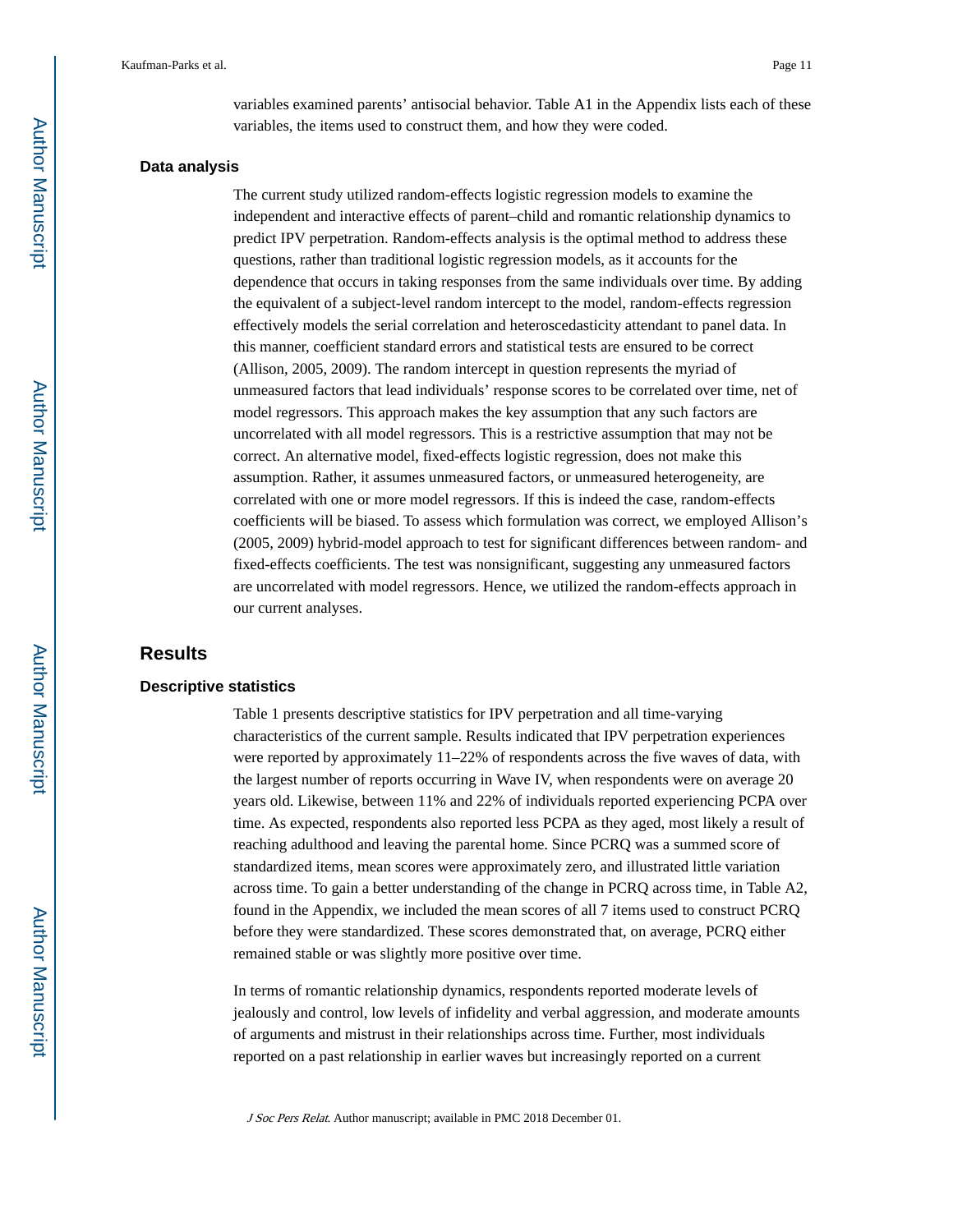variables examined parents' antisocial behavior. Table A1 in the Appendix lists each of these variables, the items used to construct them, and how they were coded.

### Data analysis

The current study utilized random-effects logistic regression models to examine the independent and interactive effects of parent–child and romantic relationship dynamics to predict IPV perpetration. Random-effects analysis is the optimal method to address these questions, rather than traditional logistic regression models, as it accounts for the dependence that occurs in taking responses from the same individuals over time. By adding the equivalent of a subject-level random intercept to the model, random-effects regression effectively models the serial correlation and heteroscedasticity attendant to panel data. In this manner, coefficient standard errors and statistical tests are ensured to be correct (Allison, 2005, 2009). The random intercept in question represents the myriad of unmeasured factors that lead individuals' response scores to be correlated over time, net of model regressors. This approach makes the key assumption that any such factors are uncorrelated with all model regressors. This is a restrictive assumption that may not be correct. An alternative model, fixed-effects logistic regression, does not make this assumption. Rather, it assumes unmeasured factors, or unmeasured heterogeneity, are correlated with one or more model regressors. If this is indeed the case, random-effects coefficients will be biased. To assess which formulation was correct, we employed Allison's (2005, 2009) hybrid-model approach to test for significant differences between random- and fixed-effects coefficients. The test was nonsignificant, suggesting any unmeasured factors are uncorrelated with model regressors. Hence, we utilized the random-effects approach in our current analyses.

## Results

### Descriptive statistics

Table 1 presents descriptive statistics for IPV perpetration and all time-varying characteristics of the current sample. Results indicated that IPV perpetration experiences were reported by approximately 11–22% of respondents across the five waves of data, with the largest number of reports occurring in Wave IV, when respondents were on average 20 years old. Likewise, between 11% and 22% of individuals reported experiencing PCPA over time. As expected, respondents also reported less PCPA as they aged, most likely a result of reaching adulthood and leaving the parental home. Since PCRQ was a summed score of standardized items, mean scores were approximately zero, and illustrated little variation across time. To gain a better understanding of the change in PCRQ across time, in Table A2, found in the Appendix, we included the mean scores of all 7 items used to construct PCRQ before they were standardized. These scores demonstrated that, on average, PCRQ either remained stable or was slightly more positive over time.

In terms of romantic relationship dynamics, respondents reported moderate levels of jealously and control, low levels of infidelity and verbal aggression, and moderate amounts of arguments and mistrust in their relationships across time. Further, most individuals reported on a past relationship in earlier waves but increasingly reported on a current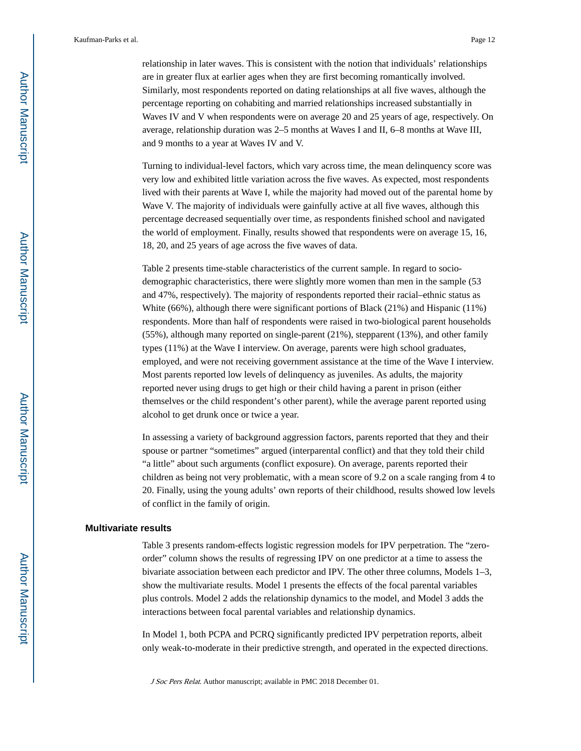relationship in later waves. This is consistent with the notion that individuals' relationships are in greater flux at earlier ages when they are first becoming romantically involved. Similarly, most respondents reported on dating relationships at all five waves, although the percentage reporting on cohabiting and married relationships increased substantially in Waves IV and V when respondents were on average 20 and 25 years of age, respectively. On average, relationship duration was 2–5 months at Waves I and II, 6–8 months at Wave III, and 9 months to a year at Waves IV and V.

Turning to individual-level factors, which vary across time, the mean delinquency score was very low and exhibited little variation across the five waves. As expected, most respondents lived with their parents at Wave I, while the majority had moved out of the parental home by Wave V. The majority of individuals were gainfully active at all five waves, although this percentage decreased sequentially over time, as respondents finished school and navigated the world of employment. Finally, results showed that respondents were on average 15, 16, 18, 20, and 25 years of age across the five waves of data.

Table 2 presents time-stable characteristics of the current sample. In regard to socio-demographic characteristics, there were slightly more women than men in the sample (53 and 47%, respectively). The majority of respondents reported their racial–ethnic status as White (66%), although there were significant portions of Black (21%) and Hispanic (11%) respondents. More than half of respondents were raised in two-biological parent households (55%), although many reported on single-parent (21%), stepparent (13%), and other family types (11%) at the Wave I interview. On average, parents were high school graduates, employed, and were not receiving government assistance at the time of the Wave I interview. Most parents reported low levels of delinquency as juveniles. As adults, the majority reported never using drugs to get high or their child having a parent in prison (either themselves or the child respondent's other parent), while the average parent reported using alcohol to get drunk once or twice a year.

In assessing a variety of background aggression factors, parents reported that they and their spouse or partner "sometimes" argued (interparental conflict) and that they told their child "a little" about such arguments (conflict exposure). On average, parents reported their children as being not very problematic, with a mean score of 9.2 on a scale ranging from 4 to 20. Finally, using the young adults' own reports of their childhood, results showed low levels of conflict in the family of origin.

### Multivariate results

Table 3 presents random-effects logistic regression models for IPV perpetration. The "zero-order" column shows the results of regressing IPV on one predictor at a time to assess the bivariate association between each predictor and IPV. The other three columns, Models 1–3, show the multivariate results. Model 1 presents the effects of the focal parental variables plus controls. Model 2 adds the relationship dynamics to the model, and Model 3 adds the interactions between focal parental variables and relationship dynamics.

In Model 1, both PCPA and PCRQ significantly predicted IPV perpetration reports, albeit only weak-to-moderate in their predictive strength, and operated in the expected directions.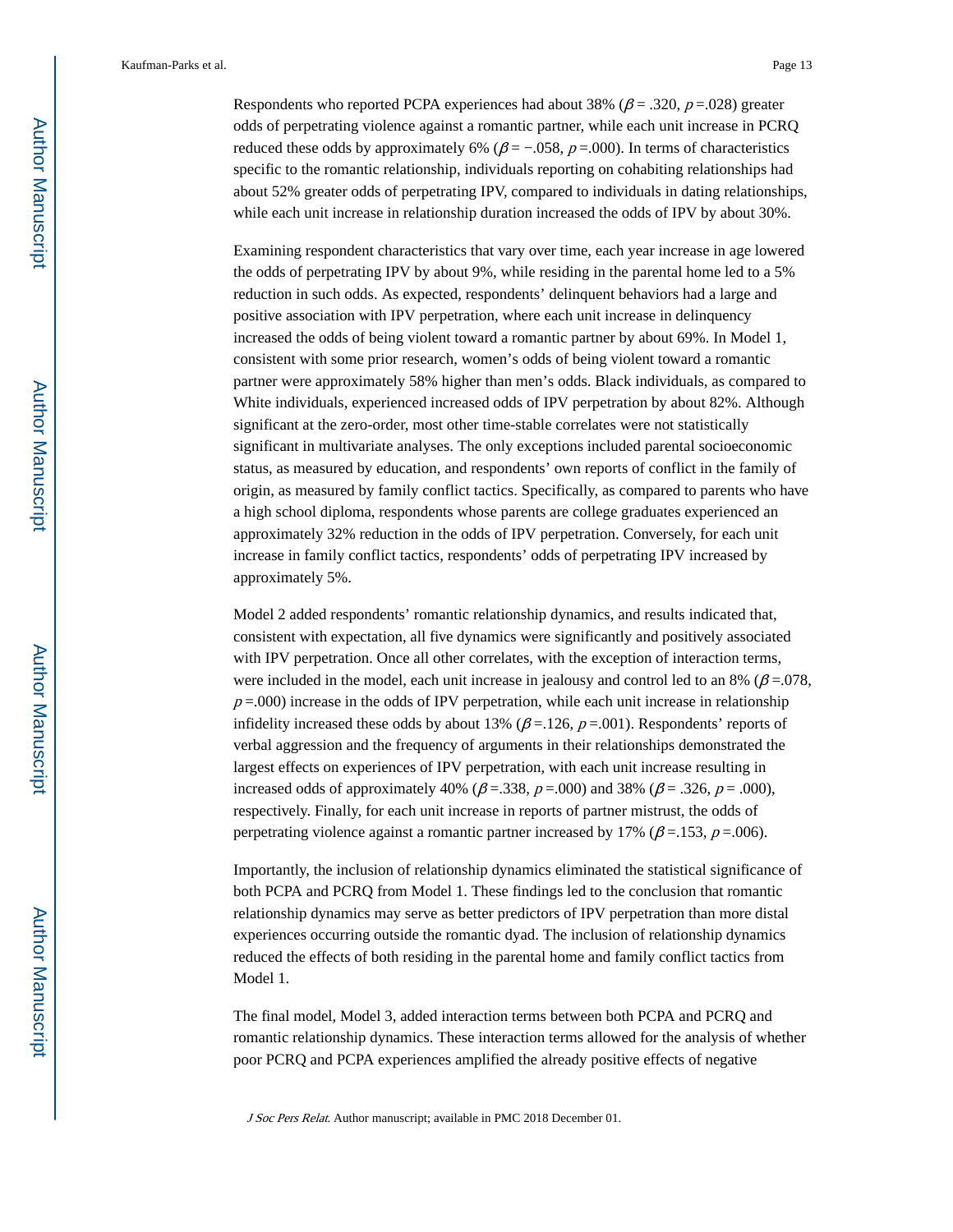Respondents who reported PCPA experiences had about 38% ($\beta = .320$, $p = .028$) greater odds of perpetrating violence against a romantic partner, while each unit increase in PCRQ reduced these odds by approximately 6% ($\beta = -.058$, $p = .000$). In terms of characteristics specific to the romantic relationship, individuals reporting on cohabiting relationships had about 52% greater odds of perpetrating IPV, compared to individuals in dating relationships, while each unit increase in relationship duration increased the odds of IPV by about 30%.

Examining respondent characteristics that vary over time, each year increase in age lowered the odds of perpetrating IPV by about 9%, while residing in the parental home led to a 5% reduction in such odds. As expected, respondents' delinquent behaviors had a large and positive association with IPV perpetration, where each unit increase in delinquency increased the odds of being violent toward a romantic partner by about 69%. In Model 1, consistent with some prior research, women's odds of being violent toward a romantic partner were approximately 58% higher than men's odds. Black individuals, as compared to White individuals, experienced increased odds of IPV perpetration by about 82%. Although significant at the zero-order, most other time-stable correlates were not statistically significant in multivariate analyses. The only exceptions included parental socioeconomic status, as measured by education, and respondents' own reports of conflict in the family of origin, as measured by family conflict tactics. Specifically, as compared to parents who have a high school diploma, respondents whose parents are college graduates experienced an approximately 32% reduction in the odds of IPV perpetration. Conversely, for each unit increase in family conflict tactics, respondents' odds of perpetrating IPV increased by approximately 5%.

Model 2 added respondents' romantic relationship dynamics, and results indicated that, consistent with expectation, all five dynamics were significantly and positively associated with IPV perpetration. Once all other correlates, with the exception of interaction terms, were included in the model, each unit increase in jealousy and control led to an 8% ($\beta = .078$, $p = .000$) increase in the odds of IPV perpetration, while each unit increase in relationship infidelity increased these odds by about 13% ($\beta = .126$, $p = .001$). Respondents' reports of verbal aggression and the frequency of arguments in their relationships demonstrated the largest effects on experiences of IPV perpetration, with each unit increase resulting in increased odds of approximately 40% ($\beta = .338$, $p = .000$) and 38% ($\beta = .326$, $p = .000$), respectively. Finally, for each unit increase in reports of partner mistrust, the odds of perpetrating violence against a romantic partner increased by 17% ($\beta = .153$, $p = .006$).

Importantly, the inclusion of relationship dynamics eliminated the statistical significance of both PCPA and PCRQ from Model 1. These findings led to the conclusion that romantic relationship dynamics may serve as better predictors of IPV perpetration than more distal experiences occurring outside the romantic dyad. The inclusion of relationship dynamics reduced the effects of both residing in the parental home and family conflict tactics from Model 1.

The final model, Model 3, added interaction terms between both PCPA and PCRQ and romantic relationship dynamics. These interaction terms allowed for the analysis of whether poor PCRQ and PCPA experiences amplified the already positive effects of negative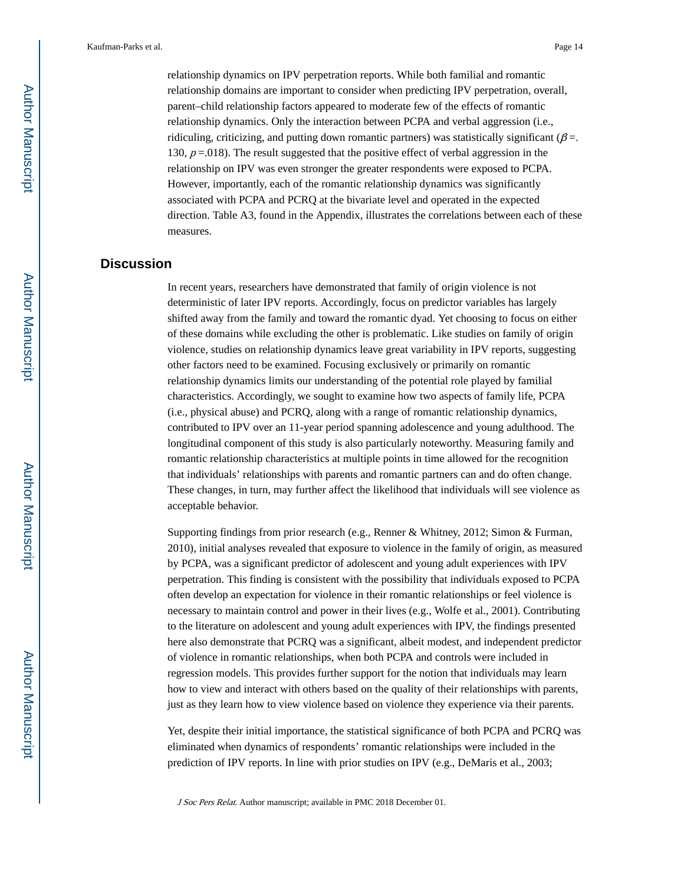relationship dynamics on IPV perpetration reports. While both familial and romantic relationship domains are important to consider when predicting IPV perpetration, overall, parent–child relationship factors appeared to moderate few of the effects of romantic relationship dynamics. Only the interaction between PCPA and verbal aggression (i.e., ridiculing, criticizing, and putting down romantic partners) was statistically significant ($\beta$ =. 130, $p$ =.018). The result suggested that the positive effect of verbal aggression in the relationship on IPV was even stronger the greater respondents were exposed to PCPA. However, importantly, each of the romantic relationship dynamics was significantly associated with PCPA and PCRQ at the bivariate level and operated in the expected direction. Table A3, found in the Appendix, illustrates the correlations between each of these measures.

## Discussion

In recent years, researchers have demonstrated that family of origin violence is not deterministic of later IPV reports. Accordingly, focus on predictor variables has largely shifted away from the family and toward the romantic dyad. Yet choosing to focus on either of these domains while excluding the other is problematic. Like studies on family of origin violence, studies on relationship dynamics leave great variability in IPV reports, suggesting other factors need to be examined. Focusing exclusively or primarily on romantic relationship dynamics limits our understanding of the potential role played by familial characteristics. Accordingly, we sought to examine how two aspects of family life, PCPA (i.e., physical abuse) and PCRQ, along with a range of romantic relationship dynamics, contributed to IPV over an 11-year period spanning adolescence and young adulthood. The longitudinal component of this study is also particularly noteworthy. Measuring family and romantic relationship characteristics at multiple points in time allowed for the recognition that individuals' relationships with parents and romantic partners can and do often change. These changes, in turn, may further affect the likelihood that individuals will see violence as acceptable behavior.

Supporting findings from prior research (e.g., Renner & Whitney, 2012; Simon & Furman, 2010), initial analyses revealed that exposure to violence in the family of origin, as measured by PCPA, was a significant predictor of adolescent and young adult experiences with IPV perpetration. This finding is consistent with the possibility that individuals exposed to PCPA often develop an expectation for violence in their romantic relationships or feel violence is necessary to maintain control and power in their lives (e.g., Wolfe et al., 2001). Contributing to the literature on adolescent and young adult experiences with IPV, the findings presented here also demonstrate that PCRQ was a significant, albeit modest, and independent predictor of violence in romantic relationships, when both PCPA and controls were included in regression models. This provides further support for the notion that individuals may learn how to view and interact with others based on the quality of their relationships with parents, just as they learn how to view violence based on violence they experience via their parents.

Yet, despite their initial importance, the statistical significance of both PCPA and PCRQ was eliminated when dynamics of respondents' romantic relationships were included in the prediction of IPV reports. In line with prior studies on IPV (e.g., DeMaris et al., 2003;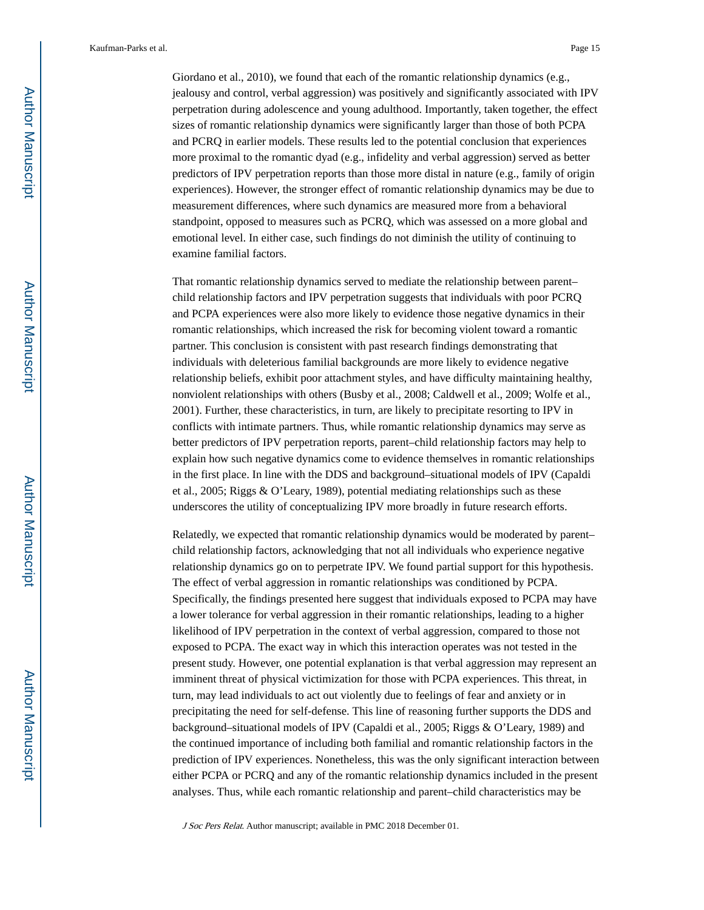Giordano et al., 2010), we found that each of the romantic relationship dynamics (e.g., jealousy and control, verbal aggression) was positively and significantly associated with IPV perpetration during adolescence and young adulthood. Importantly, taken together, the effect sizes of romantic relationship dynamics were significantly larger than those of both PCPA and PCRQ in earlier models. These results led to the potential conclusion that experiences more proximal to the romantic dyad (e.g., infidelity and verbal aggression) served as better predictors of IPV perpetration reports than those more distal in nature (e.g., family of origin experiences). However, the stronger effect of romantic relationship dynamics may be due to measurement differences, where such dynamics are measured more from a behavioral standpoint, opposed to measures such as PCRQ, which was assessed on a more global and emotional level. In either case, such findings do not diminish the utility of continuing to examine familial factors.

That romantic relationship dynamics served to mediate the relationship between parent–child relationship factors and IPV perpetration suggests that individuals with poor PCRQ and PCPA experiences were also more likely to evidence those negative dynamics in their romantic relationships, which increased the risk for becoming violent toward a romantic partner. This conclusion is consistent with past research findings demonstrating that individuals with deleterious familial backgrounds are more likely to evidence negative relationship beliefs, exhibit poor attachment styles, and have difficulty maintaining healthy, nonviolent relationships with others (Busby et al., 2008; Caldwell et al., 2009; Wolfe et al., 2001). Further, these characteristics, in turn, are likely to precipitate resorting to IPV in conflicts with intimate partners. Thus, while romantic relationship dynamics may serve as better predictors of IPV perpetration reports, parent–child relationship factors may help to explain how such negative dynamics come to evidence themselves in romantic relationships in the first place. In line with the DDS and background–situational models of IPV (Capaldi et al., 2005; Riggs & O'Leary, 1989), potential mediating relationships such as these underscores the utility of conceptualizing IPV more broadly in future research efforts.

Relatedly, we expected that romantic relationship dynamics would be moderated by parent–child relationship factors, acknowledging that not all individuals who experience negative relationship dynamics go on to perpetrate IPV. We found partial support for this hypothesis. The effect of verbal aggression in romantic relationships was conditioned by PCPA. Specifically, the findings presented here suggest that individuals exposed to PCPA may have a lower tolerance for verbal aggression in their romantic relationships, leading to a higher likelihood of IPV perpetration in the context of verbal aggression, compared to those not exposed to PCPA. The exact way in which this interaction operates was not tested in the present study. However, one potential explanation is that verbal aggression may represent an imminent threat of physical victimization for those with PCPA experiences. This threat, in turn, may lead individuals to act out violently due to feelings of fear and anxiety or in precipitating the need for self-defense. This line of reasoning further supports the DDS and background–situational models of IPV (Capaldi et al., 2005; Riggs & O'Leary, 1989) and the continued importance of including both familial and romantic relationship factors in the prediction of IPV experiences. Nonetheless, this was the only significant interaction between either PCPA or PCRQ and any of the romantic relationship dynamics included in the present analyses. Thus, while each romantic relationship and parent–child characteristics may be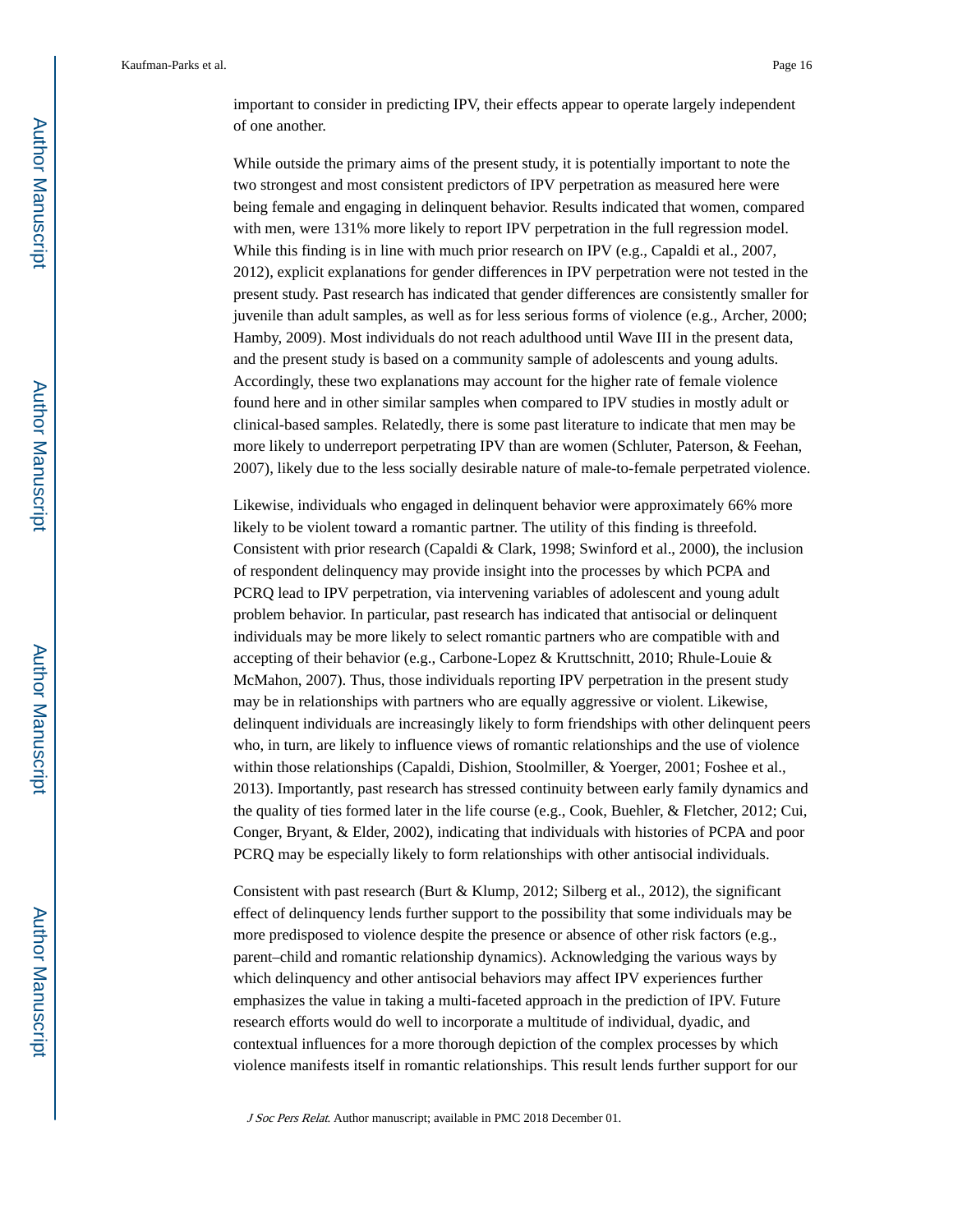important to consider in predicting IPV, their effects appear to operate largely independent of one another.

While outside the primary aims of the present study, it is potentially important to note the two strongest and most consistent predictors of IPV perpetration as measured here were being female and engaging in delinquent behavior. Results indicated that women, compared with men, were 131% more likely to report IPV perpetration in the full regression model. While this finding is in line with much prior research on IPV (e.g., Capaldi et al., 2007, 2012), explicit explanations for gender differences in IPV perpetration were not tested in the present study. Past research has indicated that gender differences are consistently smaller for juvenile than adult samples, as well as for less serious forms of violence (e.g., Archer, 2000; Hamby, 2009). Most individuals do not reach adulthood until Wave III in the present data, and the present study is based on a community sample of adolescents and young adults. Accordingly, these two explanations may account for the higher rate of female violence found here and in other similar samples when compared to IPV studies in mostly adult or clinical-based samples. Relatedly, there is some past literature to indicate that men may be more likely to underreport perpetrating IPV than are women (Schluter, Paterson, & Feehan, 2007), likely due to the less socially desirable nature of male-to-female perpetrated violence.

Likewise, individuals who engaged in delinquent behavior were approximately 66% more likely to be violent toward a romantic partner. The utility of this finding is threefold. Consistent with prior research (Capaldi & Clark, 1998; Swinford et al., 2000), the inclusion of respondent delinquency may provide insight into the processes by which PCPA and PCRQ lead to IPV perpetration, via intervening variables of adolescent and young adult problem behavior. In particular, past research has indicated that antisocial or delinquent individuals may be more likely to select romantic partners who are compatible with and accepting of their behavior (e.g., Carbone-Lopez & Kruttschnitt, 2010; Rhule-Louie & McMahon, 2007). Thus, those individuals reporting IPV perpetration in the present study may be in relationships with partners who are equally aggressive or violent. Likewise, delinquent individuals are increasingly likely to form friendships with other delinquent peers who, in turn, are likely to influence views of romantic relationships and the use of violence within those relationships (Capaldi, Dishion, Stoolmiller, & Yoerger, 2001; Foshee et al., 2013). Importantly, past research has stressed continuity between early family dynamics and the quality of ties formed later in the life course (e.g., Cook, Buehler, & Fletcher, 2012; Cui, Conger, Bryant, & Elder, 2002), indicating that individuals with histories of PCPA and poor PCRQ may be especially likely to form relationships with other antisocial individuals.

Consistent with past research (Burt & Klump, 2012; Silberg et al., 2012), the significant effect of delinquency lends further support to the possibility that some individuals may be more predisposed to violence despite the presence or absence of other risk factors (e.g., parent–child and romantic relationship dynamics). Acknowledging the various ways by which delinquency and other antisocial behaviors may affect IPV experiences further emphasizes the value in taking a multi-faceted approach in the prediction of IPV. Future research efforts would do well to incorporate a multitude of individual, dyadic, and contextual influences for a more thorough depiction of the complex processes by which violence manifests itself in romantic relationships. This result lends further support for our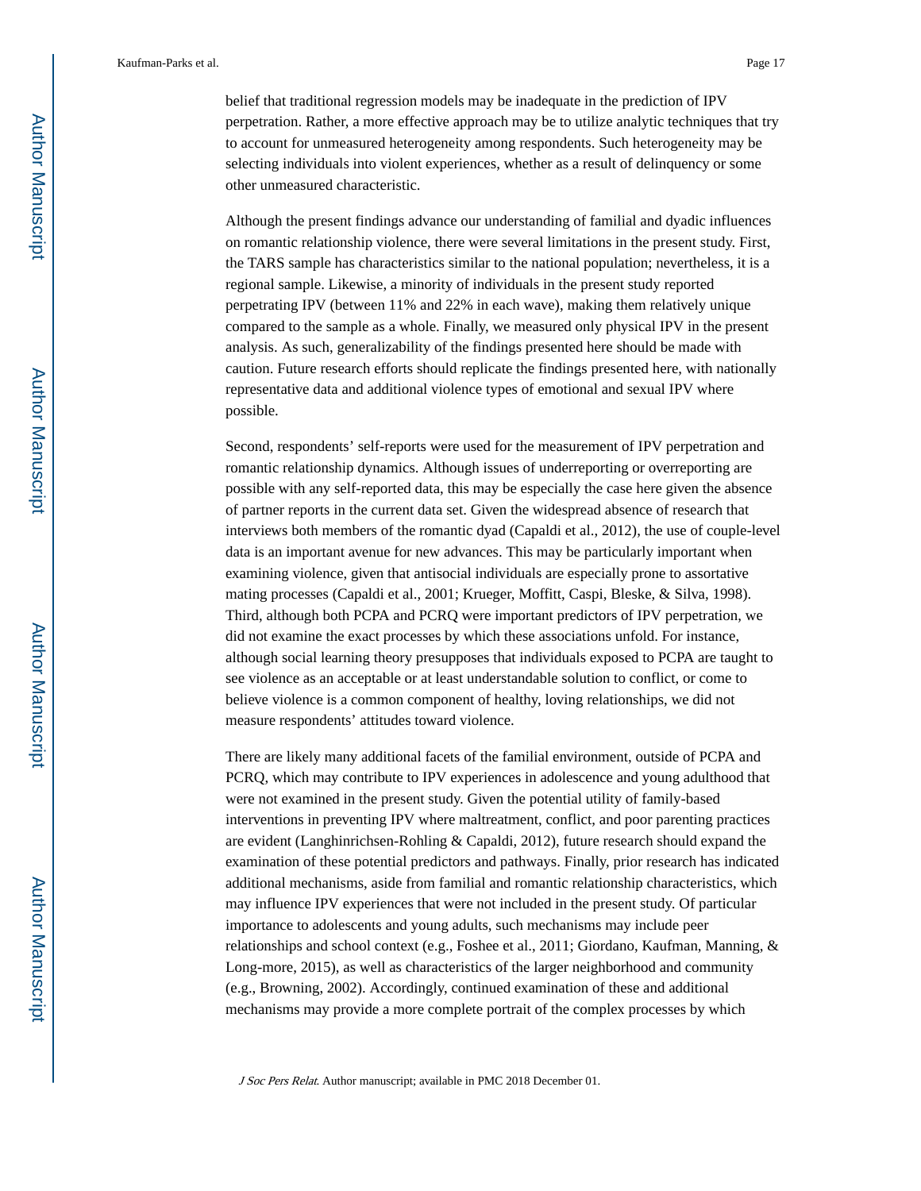belief that traditional regression models may be inadequate in the prediction of IPV perpetration. Rather, a more effective approach may be to utilize analytic techniques that try to account for unmeasured heterogeneity among respondents. Such heterogeneity may be selecting individuals into violent experiences, whether as a result of delinquency or some other unmeasured characteristic.

Although the present findings advance our understanding of familial and dyadic influences on romantic relationship violence, there were several limitations in the present study. First, the TARS sample has characteristics similar to the national population; nevertheless, it is a regional sample. Likewise, a minority of individuals in the present study reported perpetrating IPV (between 11% and 22% in each wave), making them relatively unique compared to the sample as a whole. Finally, we measured only physical IPV in the present analysis. As such, generalizability of the findings presented here should be made with caution. Future research efforts should replicate the findings presented here, with nationally representative data and additional violence types of emotional and sexual IPV where possible.

Second, respondents' self-reports were used for the measurement of IPV perpetration and romantic relationship dynamics. Although issues of underreporting or overreporting are possible with any self-reported data, this may be especially the case here given the absence of partner reports in the current data set. Given the widespread absence of research that interviews both members of the romantic dyad (Capaldi et al., 2012), the use of couple-level data is an important avenue for new advances. This may be particularly important when examining violence, given that antisocial individuals are especially prone to assortative mating processes (Capaldi et al., 2001; Krueger, Moffitt, Caspi, Bleske, & Silva, 1998). Third, although both PCPA and PCRQ were important predictors of IPV perpetration, we did not examine the exact processes by which these associations unfold. For instance, although social learning theory presupposes that individuals exposed to PCPA are taught to see violence as an acceptable or at least understandable solution to conflict, or come to believe violence is a common component of healthy, loving relationships, we did not measure respondents' attitudes toward violence.

There are likely many additional facets of the familial environment, outside of PCPA and PCRQ, which may contribute to IPV experiences in adolescence and young adulthood that were not examined in the present study. Given the potential utility of family-based interventions in preventing IPV where maltreatment, conflict, and poor parenting practices are evident (Langhinrichsen-Rohling & Capaldi, 2012), future research should expand the examination of these potential predictors and pathways. Finally, prior research has indicated additional mechanisms, aside from familial and romantic relationship characteristics, which may influence IPV experiences that were not included in the present study. Of particular importance to adolescents and young adults, such mechanisms may include peer relationships and school context (e.g., Foshee et al., 2011; Giordano, Kaufman, Manning, & Long-more, 2015), as well as characteristics of the larger neighborhood and community (e.g., Browning, 2002). Accordingly, continued examination of these and additional mechanisms may provide a more complete portrait of the complex processes by which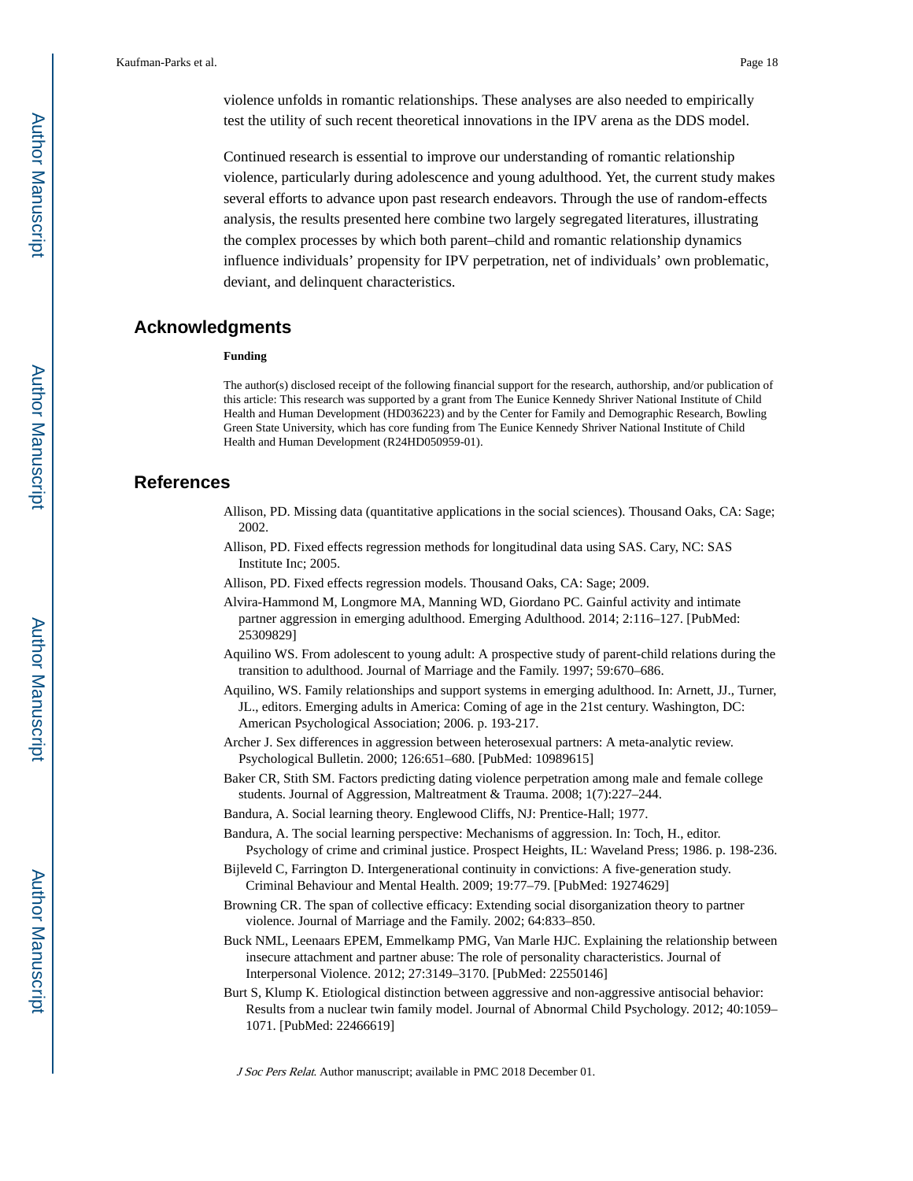violence unfolds in romantic relationships. These analyses are also needed to empirically test the utility of such recent theoretical innovations in the IPV arena as the DDS model.

Continued research is essential to improve our understanding of romantic relationship violence, particularly during adolescence and young adulthood. Yet, the current study makes several efforts to advance upon past research endeavors. Through the use of random-effects analysis, the results presented here combine two largely segregated literatures, illustrating the complex processes by which both parent–child and romantic relationship dynamics influence individuals' propensity for IPV perpetration, net of individuals' own problematic, deviant, and delinquent characteristics.

## Acknowledgments

### Funding

The author(s) disclosed receipt of the following financial support for the research, authorship, and/or publication of this article: This research was supported by a grant from The Eunice Kennedy Shriver National Institute of Child Health and Human Development (HD036223) and by the Center for Family and Demographic Research, Bowling Green State University, which has core funding from The Eunice Kennedy Shriver National Institute of Child Health and Human Development (R24HD050959-01).

## References

Allison, PD. Missing data (quantitative applications in the social sciences). Thousand Oaks, CA: Sage; 2002.

Allison, PD. Fixed effects regression methods for longitudinal data using SAS. Cary, NC: SAS Institute Inc; 2005.

Allison, PD. Fixed effects regression models. Thousand Oaks, CA: Sage; 2009.

Alvira-Hammond M, Longmore MA, Manning WD, Giordano PC. Gainful activity and intimate partner aggression in emerging adulthood. Emerging Adulthood. 2014; 2:116–127. [PubMed: 25309829]

Aquilino WS. From adolescent to young adult: A prospective study of parent-child relations during the transition to adulthood. Journal of Marriage and the Family. 1997; 59:670–686.

Aquilino, WS. Family relationships and support systems in emerging adulthood. In: Arnett, JJ., Turner, JL., editors. Emerging adults in America: Coming of age in the 21st century. Washington, DC: American Psychological Association; 2006. p. 193-217.

Archer J. Sex differences in aggression between heterosexual partners: A meta-analytic review. Psychological Bulletin. 2000; 126:651–680. [PubMed: 10989615]

Baker CR, Stith SM. Factors predicting dating violence perpetration among male and female college students. Journal of Aggression, Maltreatment & Trauma. 2008; 1(7):227–244.

Bandura, A. Social learning theory. Englewood Cliffs, NJ: Prentice-Hall; 1977.

Bandura, A. The social learning perspective: Mechanisms of aggression. In: Toch, H., editor. Psychology of crime and criminal justice. Prospect Heights, IL: Waveland Press; 1986. p. 198-236.

Bijleveld C, Farrington D. Intergenerational continuity in convictions: A five-generation study. Criminal Behaviour and Mental Health. 2009; 19:77–79. [PubMed: 19274629]

Browning CR. The span of collective efficacy: Extending social disorganization theory to partner violence. Journal of Marriage and the Family. 2002; 64:833–850.

Buck NML, Leenaars EPEM, Emmelkamp PMG, Van Marle HJC. Explaining the relationship between insecure attachment and partner abuse: The role of personality characteristics. Journal of Interpersonal Violence. 2012; 27:3149–3170. [PubMed: 22550146]

Burt S, Klump K. Etiological distinction between aggressive and non-aggressive antisocial behavior: Results from a nuclear twin family model. Journal of Abnormal Child Psychology. 2012; 40:1059–1071. [PubMed: 22466619]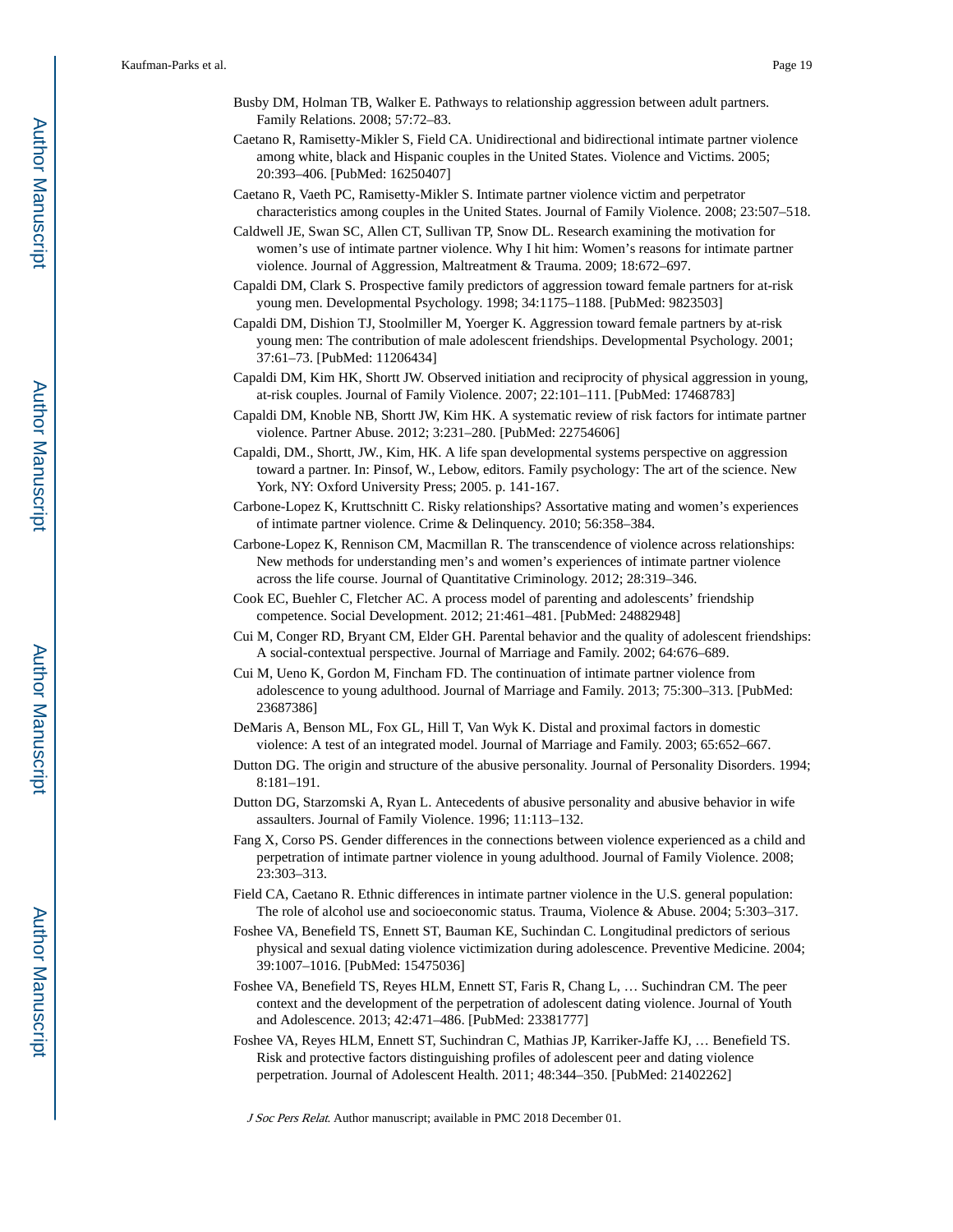Busby DM, Holman TB, Walker E. Pathways to relationship aggression between adult partners. Family Relations. 2008; 57:72–83.

Caetano R, Ramisetty-Mikler S, Field CA. Unidirectional and bidirectional intimate partner violence among white, black and Hispanic couples in the United States. Violence and Victims. 2005; 20:393–406. [PubMed: 16250407]

Caetano R, Vaeth PC, Ramisetty-Mikler S. Intimate partner violence victim and perpetrator characteristics among couples in the United States. Journal of Family Violence. 2008; 23:507–518.

Caldwell JE, Swan SC, Allen CT, Sullivan TP, Snow DL. Research examining the motivation for women's use of intimate partner violence. Why I hit him: Women's reasons for intimate partner violence. Journal of Aggression, Maltreatment & Trauma. 2009; 18:672–697.

Capaldi DM, Clark S. Prospective family predictors of aggression toward female partners for at-risk young men. Developmental Psychology. 1998; 34:1175–1188. [PubMed: 9823503]

Capaldi DM, Dishion TJ, Stoolmiller M, Yoerger K. Aggression toward female partners by at-risk young men: The contribution of male adolescent friendships. Developmental Psychology. 2001; 37:61–73. [PubMed: 11206434]

Capaldi DM, Kim HK, Shortt JW. Observed initiation and reciprocity of physical aggression in young, at-risk couples. Journal of Family Violence. 2007; 22:101–111. [PubMed: 17468783]

Capaldi DM, Knoble NB, Shortt JW, Kim HK. A systematic review of risk factors for intimate partner violence. Partner Abuse. 2012; 3:231–280. [PubMed: 22754606]

Capaldi, DM., Shortt, JW., Kim, HK. A life span developmental systems perspective on aggression toward a partner. In: Pinsof, W., Lebow, editors. Family psychology: The art of the science. New York, NY: Oxford University Press; 2005. p. 141-167.

Carbone-Lopez K, Kruttschnitt C. Risky relationships? Assortative mating and women's experiences of intimate partner violence. Crime & Delinquency. 2010; 56:358–384.

Carbone-Lopez K, Rennison CM, Macmillan R. The transcendence of violence across relationships: New methods for understanding men's and women's experiences of intimate partner violence across the life course. Journal of Quantitative Criminology. 2012; 28:319–346.

Cook EC, Buehler C, Fletcher AC. A process model of parenting and adolescents' friendship competence. Social Development. 2012; 21:461–481. [PubMed: 24882948]

Cui M, Conger RD, Bryant CM, Elder GH. Parental behavior and the quality of adolescent friendships: A social-contextual perspective. Journal of Marriage and Family. 2002; 64:676–689.

Cui M, Ueno K, Gordon M, Fincham FD. The continuation of intimate partner violence from adolescence to young adulthood. Journal of Marriage and Family. 2013; 75:300–313. [PubMed: 23687386]

DeMaris A, Benson ML, Fox GL, Hill T, Van Wyk K. Distal and proximal factors in domestic violence: A test of an integrated model. Journal of Marriage and Family. 2003; 65:652–667.

Dutton DG. The origin and structure of the abusive personality. Journal of Personality Disorders. 1994; 8:181–191.

Dutton DG, Starzomski A, Ryan L. Antecedents of abusive personality and abusive behavior in wife assaulters. Journal of Family Violence. 1996; 11:113–132.

Fang X, Corso PS. Gender differences in the connections between violence experienced as a child and perpetration of intimate partner violence in young adulthood. Journal of Family Violence. 2008; 23:303–313.

Field CA, Caetano R. Ethnic differences in intimate partner violence in the U.S. general population: The role of alcohol use and socioeconomic status. Trauma, Violence & Abuse. 2004; 5:303–317.

Foshee VA, Benefield TS, Ennett ST, Bauman KE, Suchindan C. Longitudinal predictors of serious physical and sexual dating violence victimization during adolescence. Preventive Medicine. 2004; 39:1007–1016. [PubMed: 15475036]

Foshee VA, Benefield TS, Reyes HLM, Ennett ST, Faris R, Chang L, … Suchindran CM. The peer context and the development of the perpetration of adolescent dating violence. Journal of Youth and Adolescence. 2013; 42:471–486. [PubMed: 23381777]

Foshee VA, Reyes HLM, Ennett ST, Suchindran C, Mathias JP, Karriker-Jaffe KJ, … Benefield TS. Risk and protective factors distinguishing profiles of adolescent peer and dating violence perpetration. Journal of Adolescent Health. 2011; 48:344–350. [PubMed: 21402262]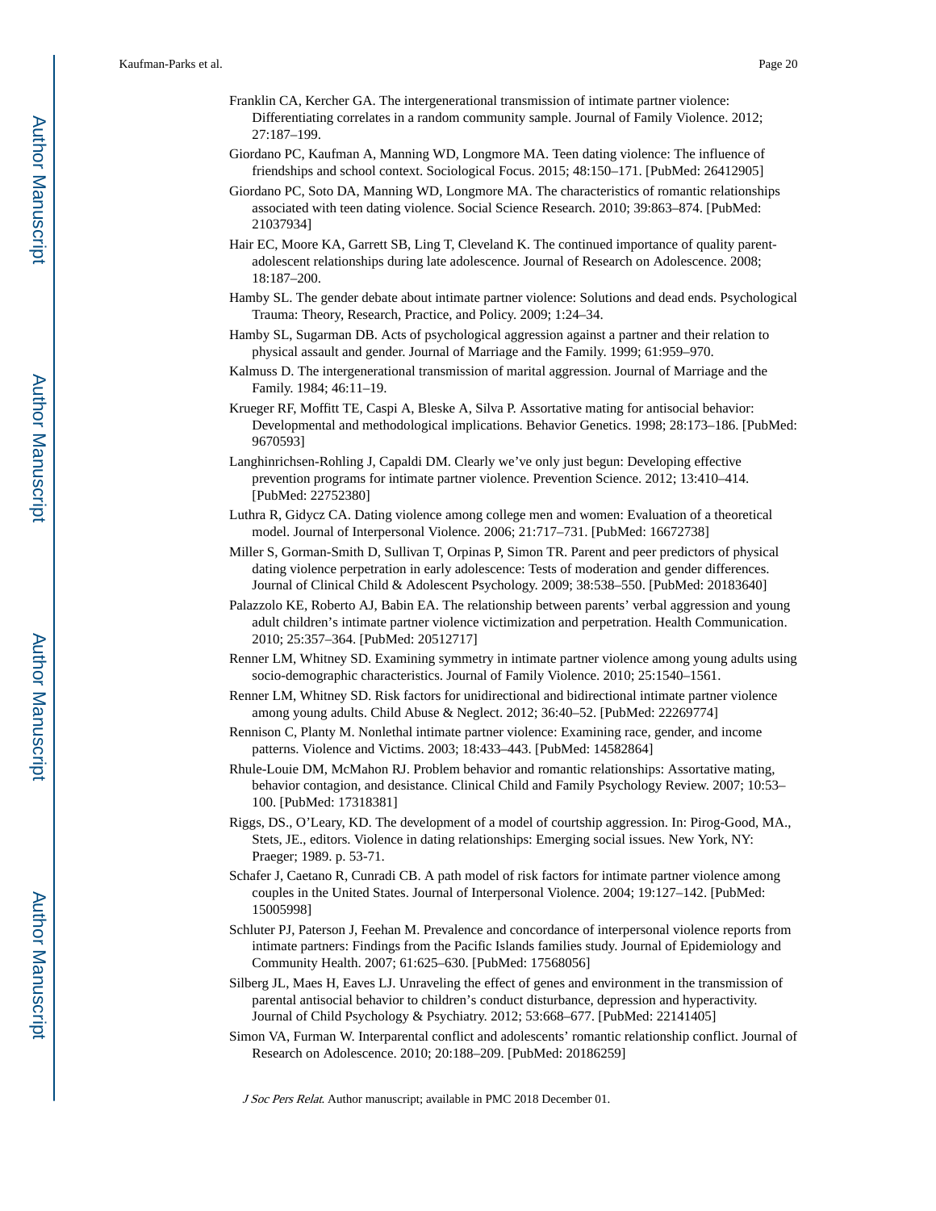Franklin CA, Kercher GA. The intergenerational transmission of intimate partner violence: Differentiating correlates in a random community sample. Journal of Family Violence. 2012; 27:187–199.

Giordano PC, Kaufman A, Manning WD, Longmore MA. Teen dating violence: The influence of friendships and school context. Sociological Focus. 2015; 48:150–171. [PubMed: 26412905]

Giordano PC, Soto DA, Manning WD, Longmore MA. The characteristics of romantic relationships associated with teen dating violence. Social Science Research. 2010; 39:863–874. [PubMed: 21037934]

Hair EC, Moore KA, Garrett SB, Ling T, Cleveland K. The continued importance of quality parent-adolescent relationships during late adolescence. Journal of Research on Adolescence. 2008; 18:187–200.

Hamby SL. The gender debate about intimate partner violence: Solutions and dead ends. Psychological Trauma: Theory, Research, Practice, and Policy. 2009; 1:24–34.

Hamby SL, Sugarman DB. Acts of psychological aggression against a partner and their relation to physical assault and gender. Journal of Marriage and the Family. 1999; 61:959–970.

Kalmuss D. The intergenerational transmission of marital aggression. Journal of Marriage and the Family. 1984; 46:11–19.

Krueger RF, Moffitt TE, Caspi A, Bleske A, Silva P. Assortative mating for antisocial behavior: Developmental and methodological implications. Behavior Genetics. 1998; 28:173–186. [PubMed: 9670593]

Langhinrichsen-Rohling J, Capaldi DM. Clearly we've only just begun: Developing effective prevention programs for intimate partner violence. Prevention Science. 2012; 13:410–414. [PubMed: 22752380]

Luthra R, Gidycz CA. Dating violence among college men and women: Evaluation of a theoretical model. Journal of Interpersonal Violence. 2006; 21:717–731. [PubMed: 16672738]

Miller S, Gorman-Smith D, Sullivan T, Orpinas P, Simon TR. Parent and peer predictors of physical dating violence perpetration in early adolescence: Tests of moderation and gender differences. Journal of Clinical Child & Adolescent Psychology. 2009; 38:538–550. [PubMed: 20183640]

Palazzolo KE, Roberto AJ, Babin EA. The relationship between parents' verbal aggression and young adult children's intimate partner violence victimization and perpetration. Health Communication. 2010; 25:357–364. [PubMed: 20512717]

Renner LM, Whitney SD. Examining symmetry in intimate partner violence among young adults using socio-demographic characteristics. Journal of Family Violence. 2010; 25:1540–1561.

Renner LM, Whitney SD. Risk factors for unidirectional and bidirectional intimate partner violence among young adults. Child Abuse & Neglect. 2012; 36:40–52. [PubMed: 22269774]

Rennison C, Planty M. Nonlethal intimate partner violence: Examining race, gender, and income patterns. Violence and Victims. 2003; 18:433–443. [PubMed: 14582864]

Rhule-Louie DM, McMahon RJ. Problem behavior and romantic relationships: Assortative mating, behavior contagion, and desistance. Clinical Child and Family Psychology Review. 2007; 10:53–100. [PubMed: 17318381]

Riggs, DS., O'Leary, KD. The development of a model of courtship aggression. In: Pirog-Good, MA., Stets, JE., editors. Violence in dating relationships: Emerging social issues. New York, NY: Praeger; 1989. p. 53-71.

Schafer J, Caetano R, Cunradi CB. A path model of risk factors for intimate partner violence among couples in the United States. Journal of Interpersonal Violence. 2004; 19:127–142. [PubMed: 15005998]

Schluter PJ, Paterson J, Feehan M. Prevalence and concordance of interpersonal violence reports from intimate partners: Findings from the Pacific Islands families study. Journal of Epidemiology and Community Health. 2007; 61:625–630. [PubMed: 17568056]

Silberg JL, Maes H, Eaves LJ. Unraveling the effect of genes and environment in the transmission of parental antisocial behavior to children's conduct disturbance, depression and hyperactivity. Journal of Child Psychology & Psychiatry. 2012; 53:668–677. [PubMed: 22141405]

Simon VA, Furman W. Interparental conflict and adolescents' romantic relationship conflict. Journal of Research on Adolescence. 2010; 20:188–209. [PubMed: 20186259]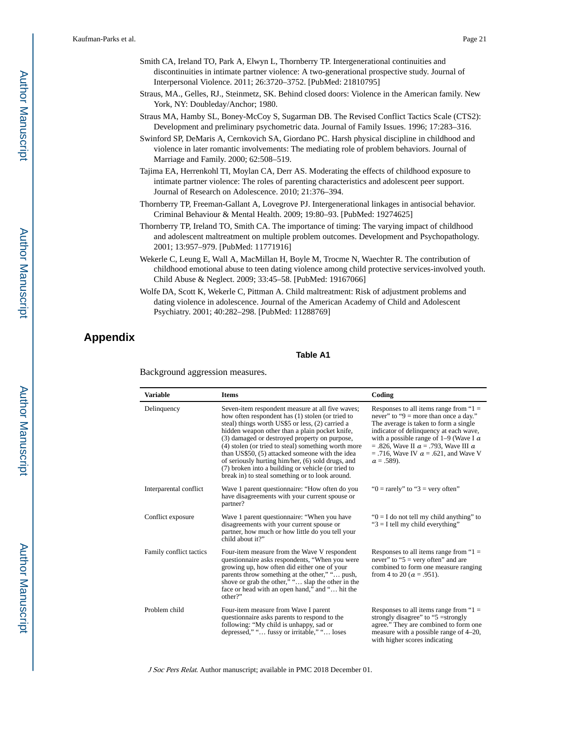Smith CA, Ireland TO, Park A, Elwyn L, Thornberry TP. Intergenerational continuities and discontinuities in intimate partner violence: A two-generational prospective study. Journal of Interpersonal Violence. 2011; 26:3720–3752. [PubMed: 21810795]

Straus, MA., Gelles, RJ., Steinmetz, SK. Behind closed doors: Violence in the American family. New York, NY: Doubleday/Anchor; 1980.

Straus MA, Hamby SL, Boney-McCoy S, Sugarman DB. The Revised Conflict Tactics Scale (CTS2): Development and preliminary psychometric data. Journal of Family Issues. 1996; 17:283–316.

Swinford SP, DeMaris A, Cernkovich SA, Giordano PC. Harsh physical discipline in childhood and violence in later romantic involvements: The mediating role of problem behaviors. Journal of Marriage and Family. 2000; 62:508–519.

Tajima EA, Herrenkohl TI, Moylan CA, Derr AS. Moderating the effects of childhood exposure to intimate partner violence: The roles of parenting characteristics and adolescent peer support. Journal of Research on Adolescence. 2010; 21:376–394.

Thornberry TP, Freeman-Gallant A, Lovegrove PJ. Intergenerational linkages in antisocial behavior. Criminal Behaviour & Mental Health. 2009; 19:80–93. [PubMed: 19274625]

Thornberry TP, Ireland TO, Smith CA. The importance of timing: The varying impact of childhood and adolescent maltreatment on multiple problem outcomes. Development and Psychopathology. 2001; 13:957–979. [PubMed: 11771916]

Wekerle C, Leung E, Wall A, MacMillan H, Boyle M, Trocme N, Waechter R. The contribution of childhood emotional abuse to teen dating violence among child protective services-involved youth. Child Abuse & Neglect. 2009; 33:45–58. [PubMed: 19167066]

Wolfe DA, Scott K, Wekerle C, Pittman A. Child maltreatment: Risk of adjustment problems and dating violence in adolescence. Journal of the American Academy of Child and Adolescent Psychiatry. 2001; 40:282–298. [PubMed: 11288769]

## Appendix

### Table A1

Background aggression measures.

| Variable | Items | Coding |
|---|---|---|
| Delinquency | Seven-item respondent measure at all five waves; how often respondent has (1) stolen (or tried to steal) things worth US$5 or less, (2) carried a hidden weapon other than a plain pocket knife, (3) damaged or destroyed property on purpose, (4) stolen (or tried to steal) something worth more than US$50, (5) attacked someone with the idea of seriously hurting him/her, (6) sold drugs, and (7) broken into a building or vehicle (or tried to break in) to steal something or to look around. | Responses to all items range from "1 = never" to "9 = more than once a day." The average is taken to form a single indicator of delinquency at each wave, with a possible range of 1–9 (Wave I $\alpha$ = .826, Wave II $\alpha$ = .793, Wave III $\alpha$ = .716, Wave IV $\alpha$ = .621, and Wave V $\alpha$ = .589). |
| Interparental conflict | Wave 1 parent questionnaire: "How often do you have disagreements with your current spouse or partner? | "0 = rarely" to "3 = very often" |
| Conflict exposure | Wave 1 parent questionnaire: "When you have disagreements with your current spouse or partner, how much or how little do you tell your child about it?" | "0 = I do not tell my child anything" to "3 = I tell my child everything" |
| Family conflict tactics | Four-item measure from the Wave V respondent questionnaire asks respondents, "When you were growing up, how often did either one of your parents throw something at the other," "… push, shove or grab the other," "… slap the other in the face or head with an open hand," and "… hit the other?" | Responses to all items range from "1 = never" to "5 = very often" and are combined to form one measure ranging from 4 to 20 ($\alpha$ = .951). |
| Problem child | Four-item measure from Wave I parent questionnaire asks parents to respond to the following: "My child is unhappy, sad or depressed," "… fussy or irritable," "… loses | Responses to all items range from "1 = strongly disagree" to "5 =strongly agree." They are combined to form one measure with a possible range of 4–20, with higher scores indicating |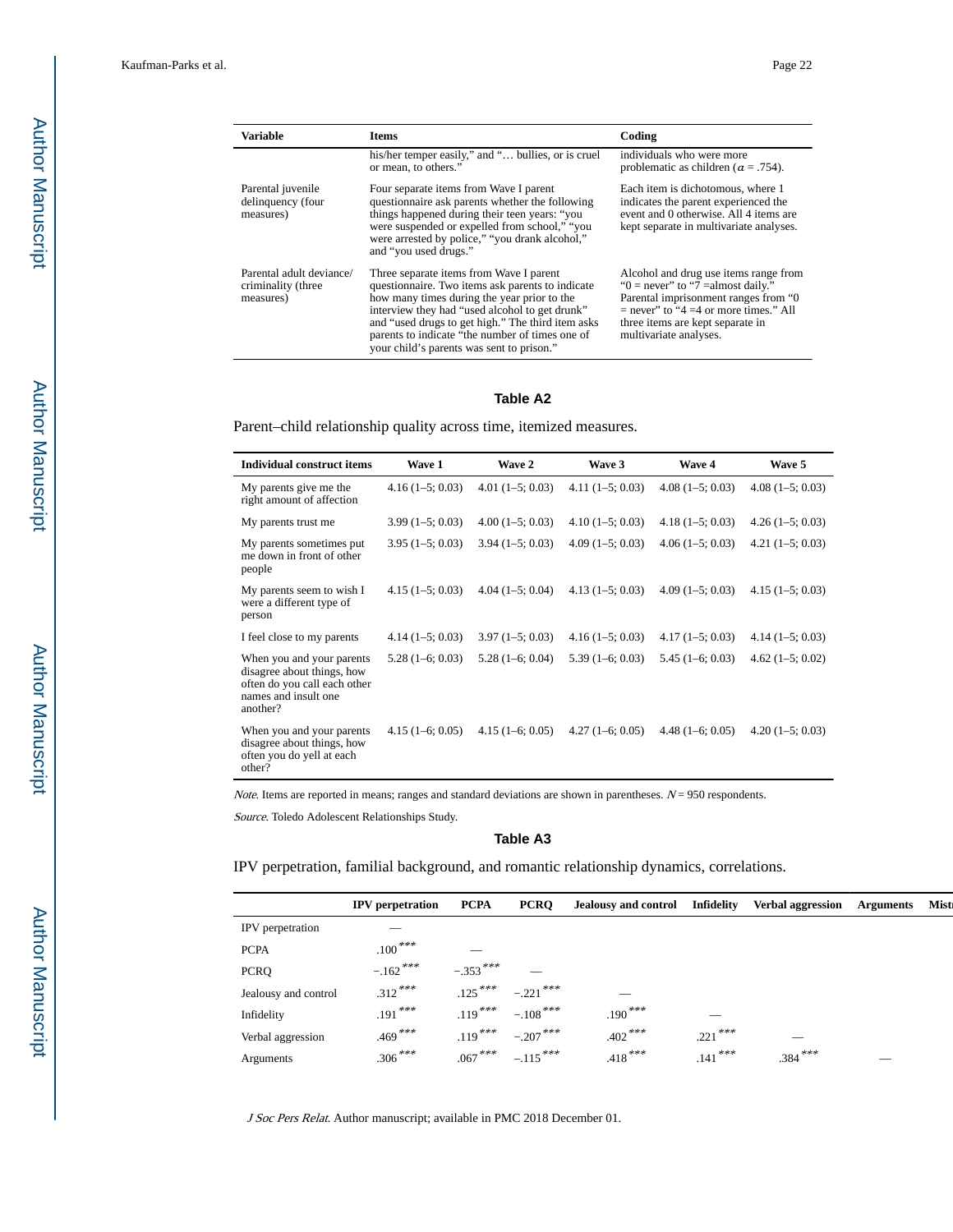| Variable | Items | Coding |
|---|---|---|
| | his/her temper easily," and "… bullies, or is cruel or mean, to others." | individuals who were more problematic as children ($\alpha$ = .754). |
| Parental juvenile delinquency (four measures) | Four separate items from Wave I parent questionnaire ask parents whether the following things happened during their teen years: "you were suspended or expelled from school," "you were arrested by police," "you drank alcohol," and "you used drugs." | Each item is dichotomous, where 1 indicates the parent experienced the event and 0 otherwise. All 4 items are kept separate in multivariate analyses. |
| Parental adult deviance/criminality (three measures) | Three separate items from Wave I parent questionnaire. Two items ask parents to indicate how many times during the year prior to the interview they had "used alcohol to get drunk" and "used drugs to get high." The third item asks parents to indicate "the number of times one of your child's parents was sent to prison." | Alcohol and drug use items range from "0 = never" to "7 =almost daily." Parental imprisonment ranges from "0 = never" to "4 =4 or more times." All three items are kept separate in multivariate analyses. |

## Table A2

Parent–child relationship quality across time, itemized measures.

| Individual construct items | Wave 1 | Wave 2 | Wave 3 | Wave 4 | Wave 5 |
|---|---|---|---|---|---|
| My parents give me the right amount of affection | 4.16 (1–5; 0.03) | 4.01 (1–5; 0.03) | 4.11 (1–5; 0.03) | 4.08 (1–5; 0.03) | 4.08 (1–5; 0.03) |
| My parents trust me | 3.99 (1–5; 0.03) | 4.00 (1–5; 0.03) | 4.10 (1–5; 0.03) | 4.18 (1–5; 0.03) | 4.26 (1–5; 0.03) |
| My parents sometimes put me down in front of other people | 3.95 (1–5; 0.03) | 3.94 (1–5; 0.03) | 4.09 (1–5; 0.03) | 4.06 (1–5; 0.03) | 4.21 (1–5; 0.03) |
| My parents seem to wish I were a different type of person | 4.15 (1–5; 0.03) | 4.04 (1–5; 0.04) | 4.13 (1–5; 0.03) | 4.09 (1–5; 0.03) | 4.15 (1–5; 0.03) |
| I feel close to my parents | 4.14 (1–5; 0.03) | 3.97 (1–5; 0.03) | 4.16 (1–5; 0.03) | 4.17 (1–5; 0.03) | 4.14 (1–5; 0.03) |
| When you and your parents disagree about things, how often do you call each other names and insult one another? | 5.28 (1–6; 0.03) | 5.28 (1–6; 0.04) | 5.39 (1–6; 0.03) | 5.45 (1–6; 0.03) | 4.62 (1–5; 0.02) |
| When you and your parents disagree about things, how often you do yell at each other? | 4.15 (1–6; 0.05) | 4.15 (1–6; 0.05) | 4.27 (1–6; 0.05) | 4.48 (1–6; 0.05) | 4.20 (1–5; 0.03) |

*Note*. Items are reported in means; ranges and standard deviations are shown in parentheses. $N$ = 950 respondents.

*Source*. Toledo Adolescent Relationships Study.

## Table A3

IPV perpetration, familial background, and romantic relationship dynamics, correlations.

| | IPV perpetration | PCPA | PCRQ | Jealousy and control | Infidelity | Verbal aggression | Arguments | Mist |
|---|---|---|---|---|---|---|---|---|
| IPV perpetration | — | | | | | | | |
| PCPA | .100*** | — | | | | | | |
| PCRQ | −.162*** | −.353*** | — | | | | | |
| Jealousy and control | .312*** | .125*** | −.221*** | — | | | | |
| Infidelity | .191*** | .119*** | −.108*** | .190*** | — | | | |
| Verbal aggression | .469*** | .119*** | −.207*** | .402*** | .221*** | — | | |
| Arguments | .306*** | .067*** | −.115*** | .418*** | .141*** | .384*** | — | |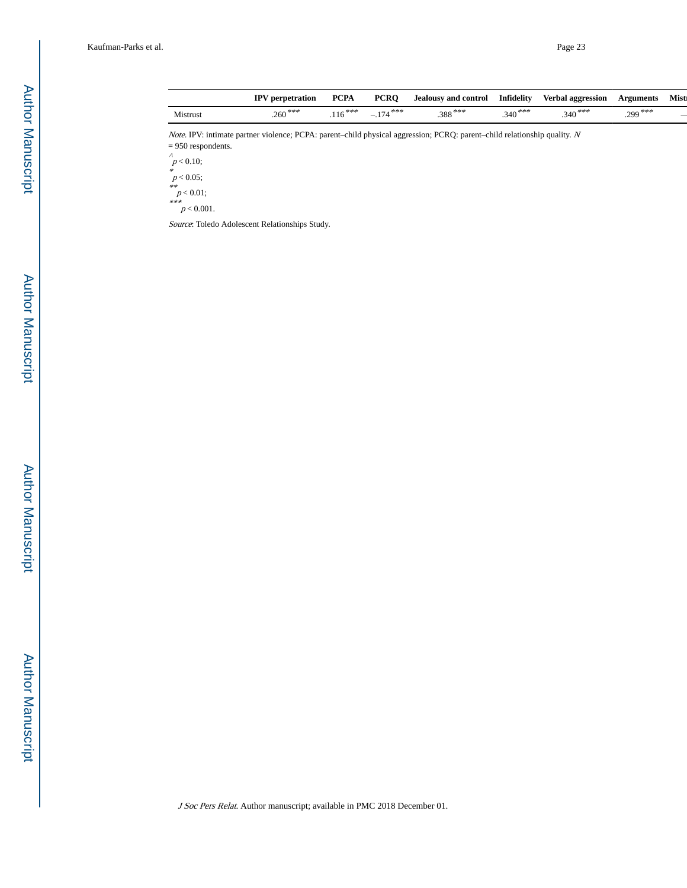| | IPV perpetration | PCPA | PCRQ | Jealousy and control | Infidelity | Verbal aggression | Arguments | Mistr |
|---|---|---|---|---|---|---|---|---|
| Mistrust | .260*** | .116*** | –.174*** | .388*** | .340*** | .340*** | .299*** | — |

*Note*. IPV: intimate partner violence; PCPA: parent–child physical aggression; PCRQ: parent–child relationship quality. *N* = 950 respondents.

^ $p < 0.10$;

* $p < 0.05$;

** $p < 0.01$;

*** $p < 0.001$.

*Source*: Toledo Adolescent Relationships Study.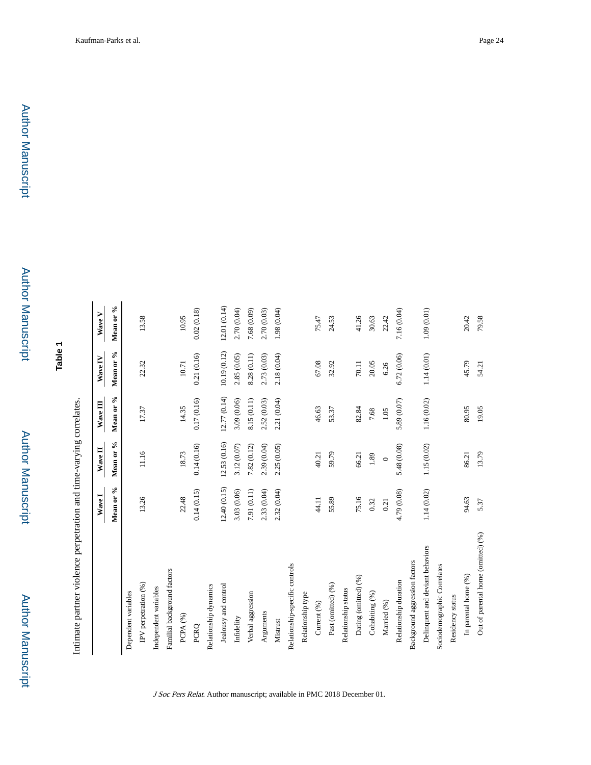**Table 1**

Intimate partner violence perpetration and time-varying correlates.

| | Wave I | Wave II | Wave III | Wave IV | Wave V |
|---|---|---|---|---|---|
| | Mean or % | Mean or % | Mean or % | Mean or % | Mean or % |
| Dependent variables | | | | | |
| IPV perpetration (%) | 13.26 | 11.16 | 17.37 | 22.32 | 13.58 |
| Independent variables | | | | | |
| Familial background factors | | | | | |
| PCPA (%) | 22.48 | 18.73 | 14.35 | 10.71 | 10.95 |
| PCRQ | 0.14 (0.15) | 0.14 (0.16) | 0.17 (0.16) | 0.21 (0.16) | 0.02 (0.18) |
| Relationship dynamics | | | | | |
| Jealousy and control | 12.40 (0.15) | 12.53 (0.16) | 12.77 (0.14) | 10.19 (0.12) | 12.01 (0.14) |
| Infidelity | 3.03 (0.06) | 3.12 (0.07) | 3.09 (0.06) | 2.85 (0.05) | 2.70 (0.04) |
| Verbal aggression | 7.91 (0.11) | 7.82 (0.12) | 8.15 (0.11) | 8.28 (0.11) | 7.68 (0.09) |
| Arguments | 2.33 (0.04) | 2.39 (0.04) | 2.52 (0.03) | 2.73 (0.03) | 2.70 (0.03) |
| Mistrust | 2.32 (0.04) | 2.25 (0.05) | 2.21 (0.04) | 2.18 (0.04) | 1.98 (0.04) |
| Relationship-specific controls | | | | | |
| Relationship type | | | | | |
| Current (%) | 44.11 | 40.21 | 46.63 | 67.08 | 75.47 |
| Past (omitted) (%) | 55.89 | 59.79 | 53.37 | 32.92 | 24.53 |
| Relationship status | | | | | |
| Dating (omitted) (%) | 75.16 | 66.21 | 82.84 | 70.11 | 41.26 |
| Cohabiting (%) | 0.32 | 1.89 | 7.68 | 20.05 | 30.63 |
| Married (%) | 0.21 | 0 | 1.05 | 6.26 | 22.42 |
| Relationship duration | 4.79 (0.08) | 5.48 (0.08) | 5.89 (0.07) | 6.72 (0.06) | 7.16 (0.04) |
| Background aggression factors | | | | | |
| Delinquent and deviant behaviors | 1.14 (0.02) | 1.15 (0.02) | 1.16 (0.02) | 1.14 (0.01) | 1.09 (0.01) |
| Sociodemographic Correlates | | | | | |
| Residency status | | | | | |
| In parental home (%) | 94.63 | 86.21 | 80.95 | 45.79 | 20.42 |
| Out of parental home (omitted) (%) | 5.37 | 13.79 | 19.05 | 54.21 | 79.58 |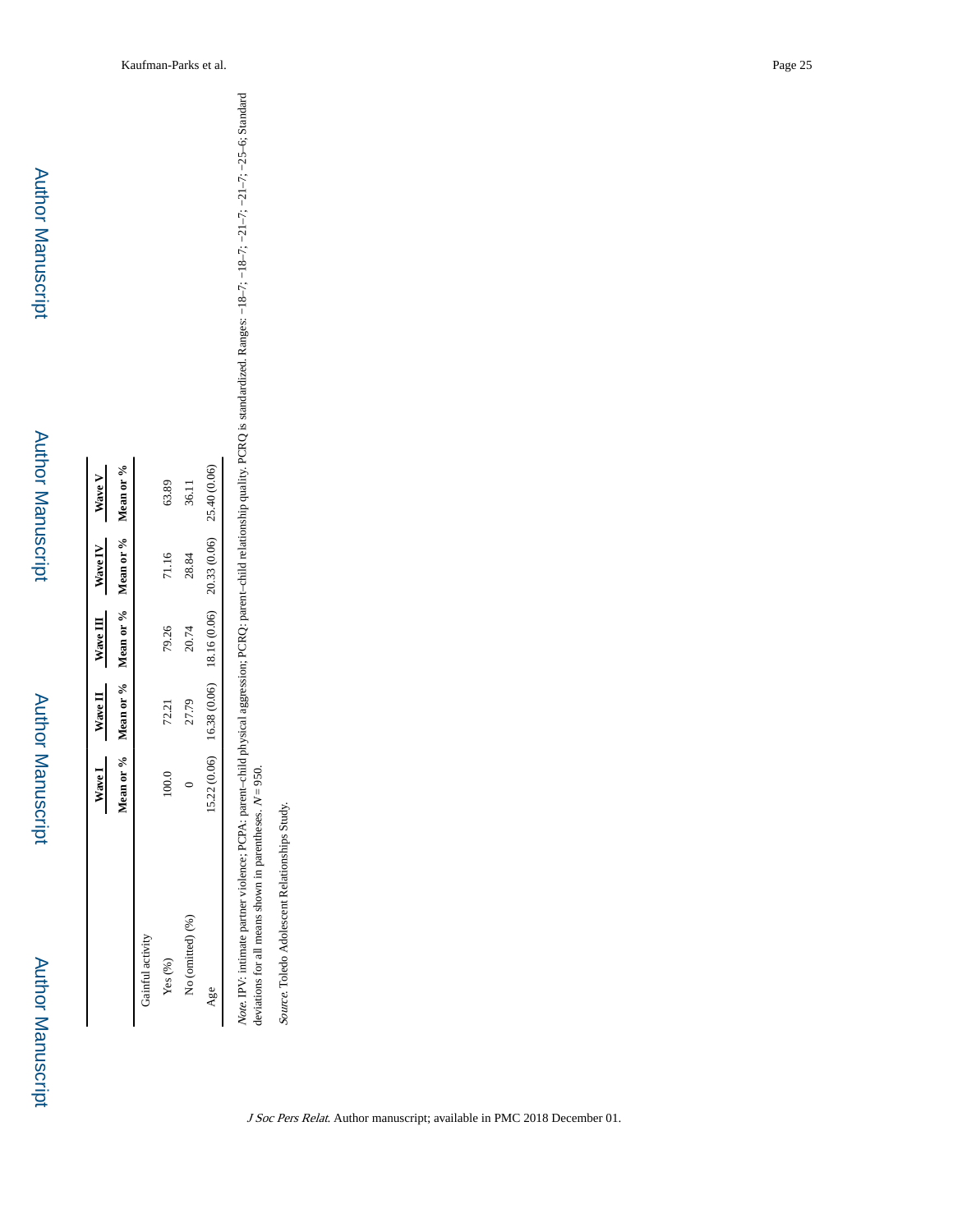|  | Wave I | Wave II | Wave III | Wave IV | Wave V |
|---|---|---|---|---|---|
|  | Mean or % | Mean or % | Mean or % | Mean or % | Mean or % |
| Gainful activity |  |  |  |  |  |
| Yes (%) | 100.0 | 72.21 | 79.26 | 71.16 | 63.89 |
| No (omitted) (%) | 0 | 27.79 | 20.74 | 28.84 | 36.11 |
| Age | 15.22 (0.06) | 16.38 (0.06) | 18.16 (0.06) | 20.33 (0.06) | 25.40 (0.06) |

*Note.* IPV: intimate partner violence; PCPA: parent–child physical aggression; PCRQ: parent–child relationship quality. PCRQ is standardized. Ranges: −18–7; −18–7; −21–7; −21–7; −25–6; Standard deviations for all means shown in parentheses. $N = 950$.

*Source.* Toledo Adolescent Relationships Study.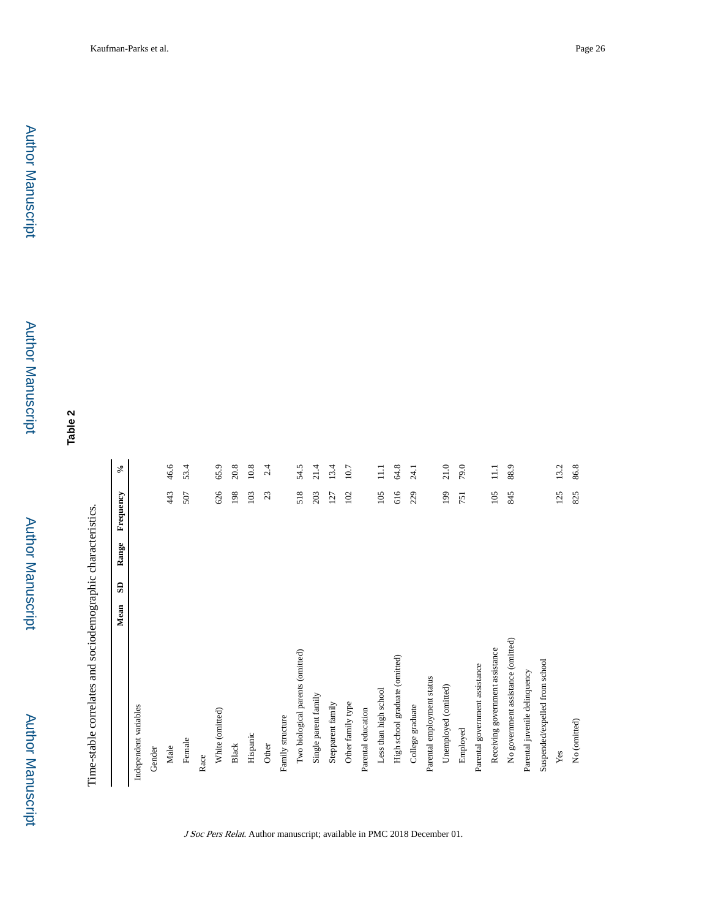# Table 2

Time-stable correlates and sociodemographic characteristics.

| | Mean | SD | Range | Frequency | % |
|---|---|---|---|---|---|
| Independent variables | | | | | |
| Gender | | | | | |
| Male | | | | 443 | 46.6 |
| Female | | | | 507 | 53.4 |
| Race | | | | | |
| White (omitted) | | | | 626 | 65.9 |
| Black | | | | 198 | 20.8 |
| Hispanic | | | | 103 | 10.8 |
| Other | | | | 23 | 2.4 |
| Family structure | | | | | |
| Two biological parents (omitted) | | | | 518 | 54.5 |
| Single parent family | | | | 203 | 21.4 |
| Stepparent family | | | | 127 | 13.4 |
| Other family type | | | | 102 | 10.7 |
| Parental education | | | | | |
| Less than high school | | | | 105 | 11.1 |
| High school graduate (omitted) | | | | 616 | 64.8 |
| College graduate | | | | 229 | 24.1 |
| Parental employment status | | | | | |
| Unemployed (omitted) | | | | 199 | 21.0 |
| Employed | | | | 751 | 79.0 |
| Parental government assistance | | | | | |
| Receiving government assistance | | | | 105 | 11.1 |
| No government assistance (omitted) | | | | 845 | 88.9 |
| Parental juvenile delinquency | | | | | |
| Suspended/expelled from school | | | | | |
| Yes | | | | 125 | 13.2 |
| No (omitted) | | | | 825 | 86.8 |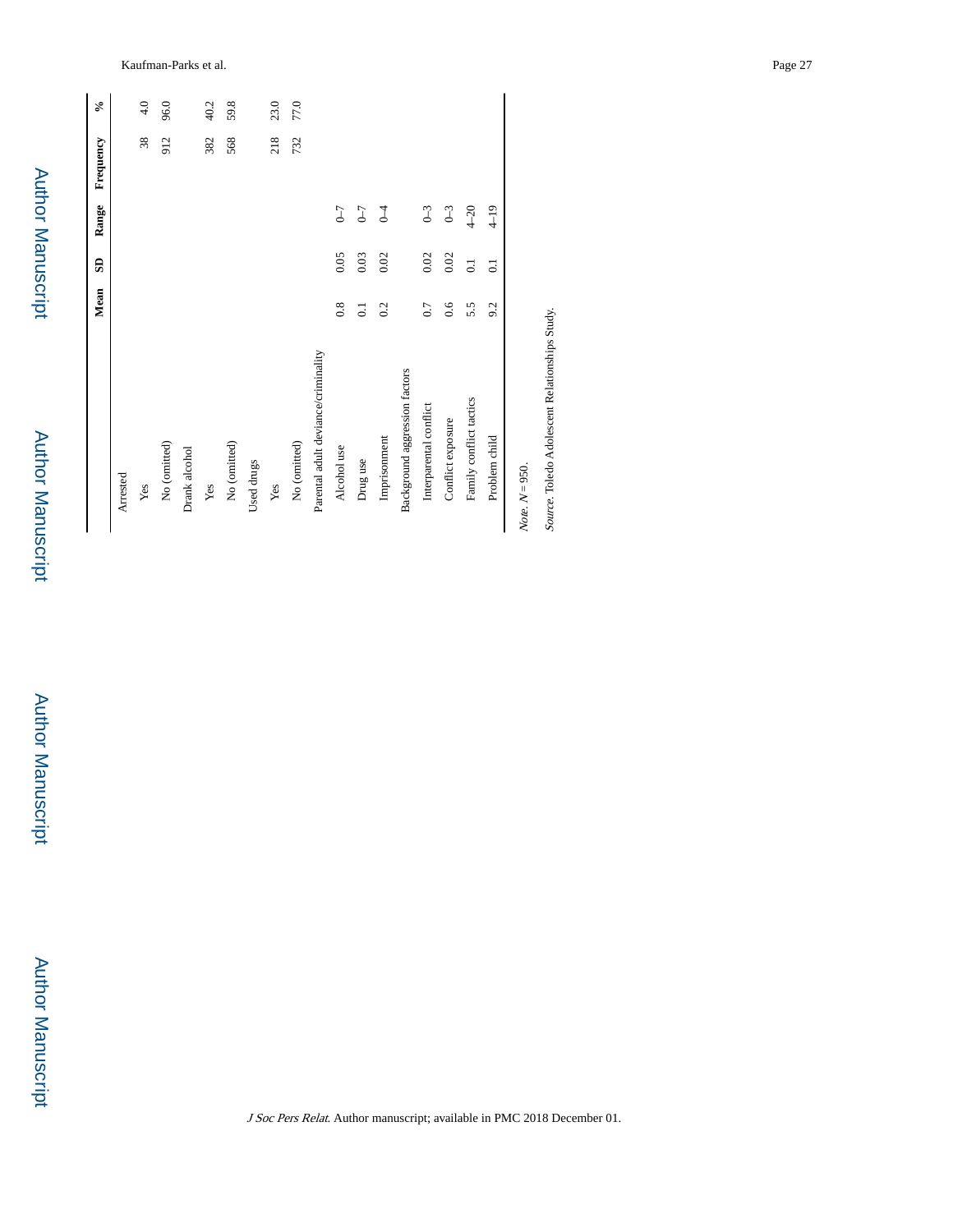| | Mean | SD | Range | Frequency | % |
|---|---|---|---|---|---|
| Arrested | | | | | |
| Yes | | | | 38 | 4.0 |
| No (omitted) | | | | 912 | 96.0 |
| Drank alcohol | | | | | |
| Yes | | | | 382 | 40.2 |
| No (omitted) | | | | 568 | 59.8 |
| Used drugs | | | | | |
| Yes | | | | 218 | 23.0 |
| No (omitted) | | | | 732 | 77.0 |
| Parental adult deviance/criminality | | | | | |
| Alcohol use | 0.8 | 0.05 | 0–7 | | |
| Drug use | 0.1 | 0.03 | 0–7 | | |
| Imprisonment | 0.2 | 0.02 | 0–4 | | |
| Background aggression factors | | | | | |
| Interparental conflict | 0.7 | 0.02 | 0–3 | | |
| Conflict exposure | 0.6 | 0.02 | 0–3 | | |
| Family conflict tactics | 5.5 | 0.1 | 4–20 | | |
| Problem child | 9.2 | 0.1 | 4–19 | | |

*Note*. $N = 950$.

*Source*. Toledo Adolescent Relationships Study.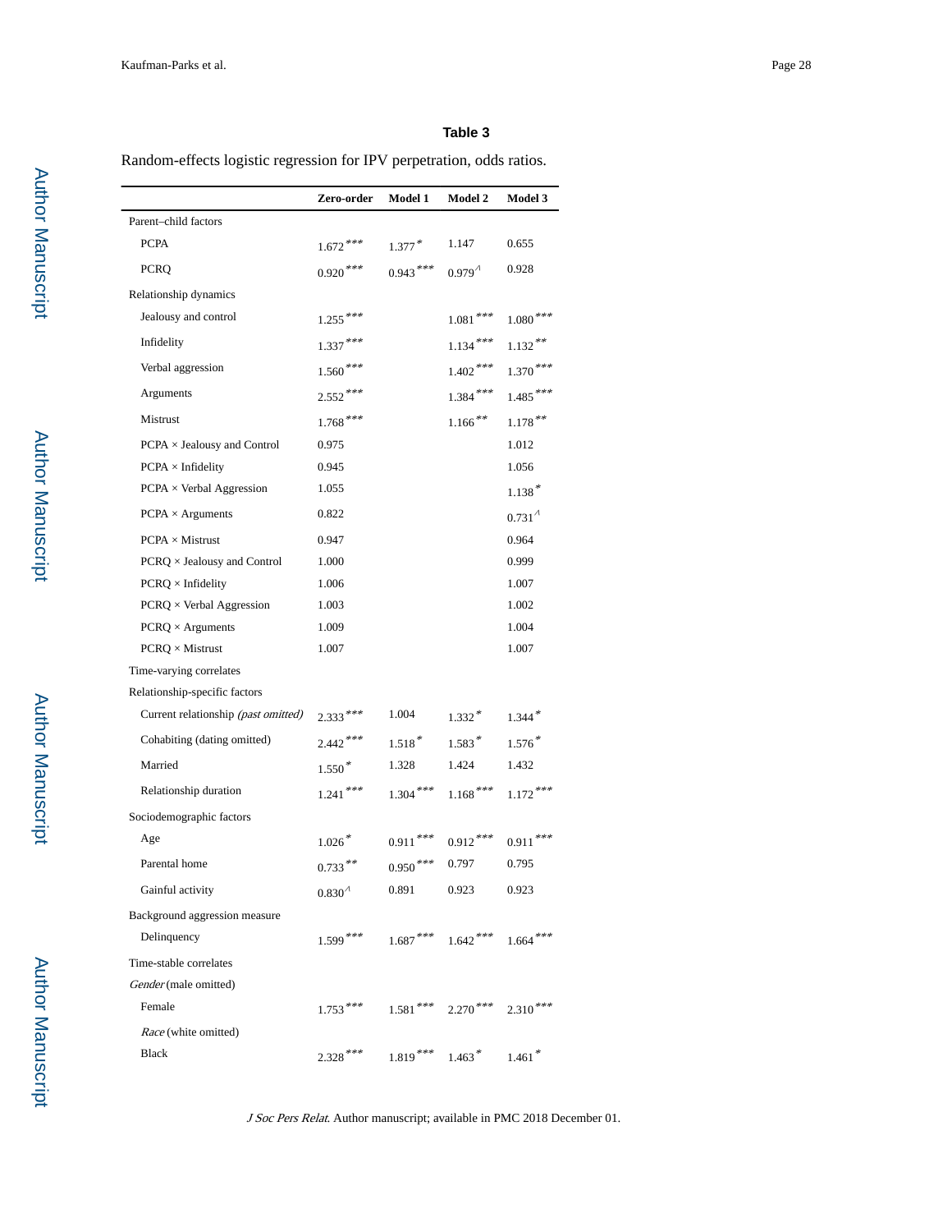**Table 3**

Random-effects logistic regression for IPV perpetration, odds ratios.

| | Zero-order | Model 1 | Model 2 | Model 3 |
|---|---|---|---|---|
| Parent–child factors | | | | |
| PCPA | 1.672*** | 1.377* | 1.147 | 0.655 |
| PCRQ | 0.920*** | 0.943*** | 0.979^ | 0.928 |
| Relationship dynamics | | | | |
| Jealousy and control | 1.255*** | | 1.081*** | 1.080*** |
| Infidelity | 1.337*** | | 1.134*** | 1.132** |
| Verbal aggression | 1.560*** | | 1.402*** | 1.370*** |
| Arguments | 2.552*** | | 1.384*** | 1.485*** |
| Mistrust | 1.768*** | | 1.166** | 1.178** |
| PCPA × Jealousy and Control | 0.975 | | | 1.012 |
| PCPA × Infidelity | 0.945 | | | 1.056 |
| PCPA × Verbal Aggression | 1.055 | | | 1.138* |
| PCPA × Arguments | 0.822 | | | 0.731^ |
| PCPA × Mistrust | 0.947 | | | 0.964 |
| PCRQ × Jealousy and Control | 1.000 | | | 0.999 |
| PCRQ × Infidelity | 1.006 | | | 1.007 |
| PCRQ × Verbal Aggression | 1.003 | | | 1.002 |
| PCRQ × Arguments | 1.009 | | | 1.004 |
| PCRQ × Mistrust | 1.007 | | | 1.007 |
| Time-varying correlates | | | | |
| Relationship-specific factors | | | | |
| Current relationship *(past omitted)* | 2.333*** | 1.004 | 1.332* | 1.344* |
| Cohabiting (dating omitted) | 2.442*** | 1.518* | 1.583* | 1.576* |
| Married | 1.550* | 1.328 | 1.424 | 1.432 |
| Relationship duration | 1.241*** | 1.304*** | 1.168*** | 1.172*** |
| Sociodemographic factors | | | | |
| Age | 1.026* | 0.911*** | 0.912*** | 0.911*** |
| Parental home | 0.733** | 0.950*** | 0.797 | 0.795 |
| Gainful activity | 0.830^ | 0.891 | 0.923 | 0.923 |
| Background aggression measure | | | | |
| Delinquency | 1.599*** | 1.687*** | 1.642*** | 1.664*** |
| Time-stable correlates | | | | |
| *Gender* (male omitted) | | | | |
| Female | 1.753*** | 1.581*** | 2.270*** | 2.310*** |
| *Race* (white omitted) | | | | |
| Black | 2.328*** | 1.819*** | 1.463* | 1.461* |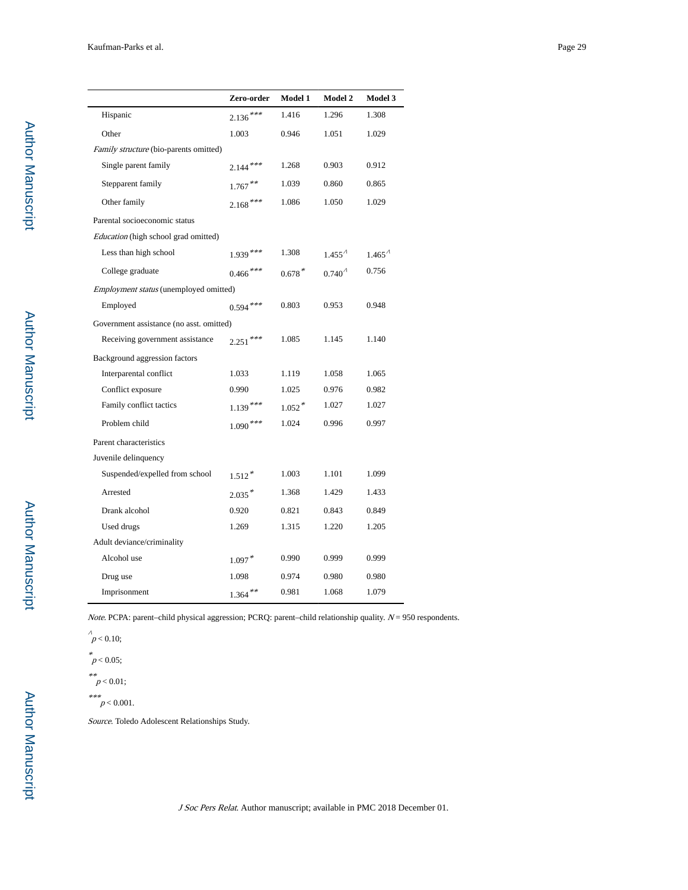| | Zero-order | Model 1 | Model 2 | Model 3 |
|---|---|---|---|---|
| Hispanic | 2.136*** | 1.416 | 1.296 | 1.308 |
| Other | 1.003 | 0.946 | 1.051 | 1.029 |
| *Family structure* (bio-parents omitted) | | | | |
| Single parent family | 2.144*** | 1.268 | 0.903 | 0.912 |
| Stepparent family | 1.767** | 1.039 | 0.860 | 0.865 |
| Other family | 2.168*** | 1.086 | 1.050 | 1.029 |
| Parental socioeconomic status | | | | |
| *Education* (high school grad omitted) | | | | |
| Less than high school | 1.939*** | 1.308 | 1.455^ | 1.465^ |
| College graduate | 0.466*** | 0.678* | 0.740^ | 0.756 |
| *Employment status* (unemployed omitted) | | | | |
| Employed | 0.594*** | 0.803 | 0.953 | 0.948 |
| Government assistance (no asst. omitted) | | | | |
| Receiving government assistance | 2.251*** | 1.085 | 1.145 | 1.140 |
| Background aggression factors | | | | |
| Interparental conflict | 1.033 | 1.119 | 1.058 | 1.065 |
| Conflict exposure | 0.990 | 1.025 | 0.976 | 0.982 |
| Family conflict tactics | 1.139*** | 1.052* | 1.027 | 1.027 |
| Problem child | 1.090*** | 1.024 | 0.996 | 0.997 |
| Parent characteristics | | | | |
| Juvenile delinquency | | | | |
| Suspended/expelled from school | 1.512* | 1.003 | 1.101 | 1.099 |
| Arrested | 2.035* | 1.368 | 1.429 | 1.433 |
| Drank alcohol | 0.920 | 0.821 | 0.843 | 0.849 |
| Used drugs | 1.269 | 1.315 | 1.220 | 1.205 |
| Adult deviance/criminality | | | | |
| Alcohol use | 1.097* | 0.990 | 0.999 | 0.999 |
| Drug use | 1.098 | 0.974 | 0.980 | 0.980 |
| Imprisonment | 1.364** | 0.981 | 1.068 | 1.079 |

*Note*. PCPA: parent–child physical aggression; PCRQ: parent–child relationship quality. $N = 950$ respondents.

^ $p < 0.10$;

\* $p < 0.05$;

\*\* $p < 0.01$;

\*\*\* $p < 0.001$.

*Source*. Toledo Adolescent Relationships Study.